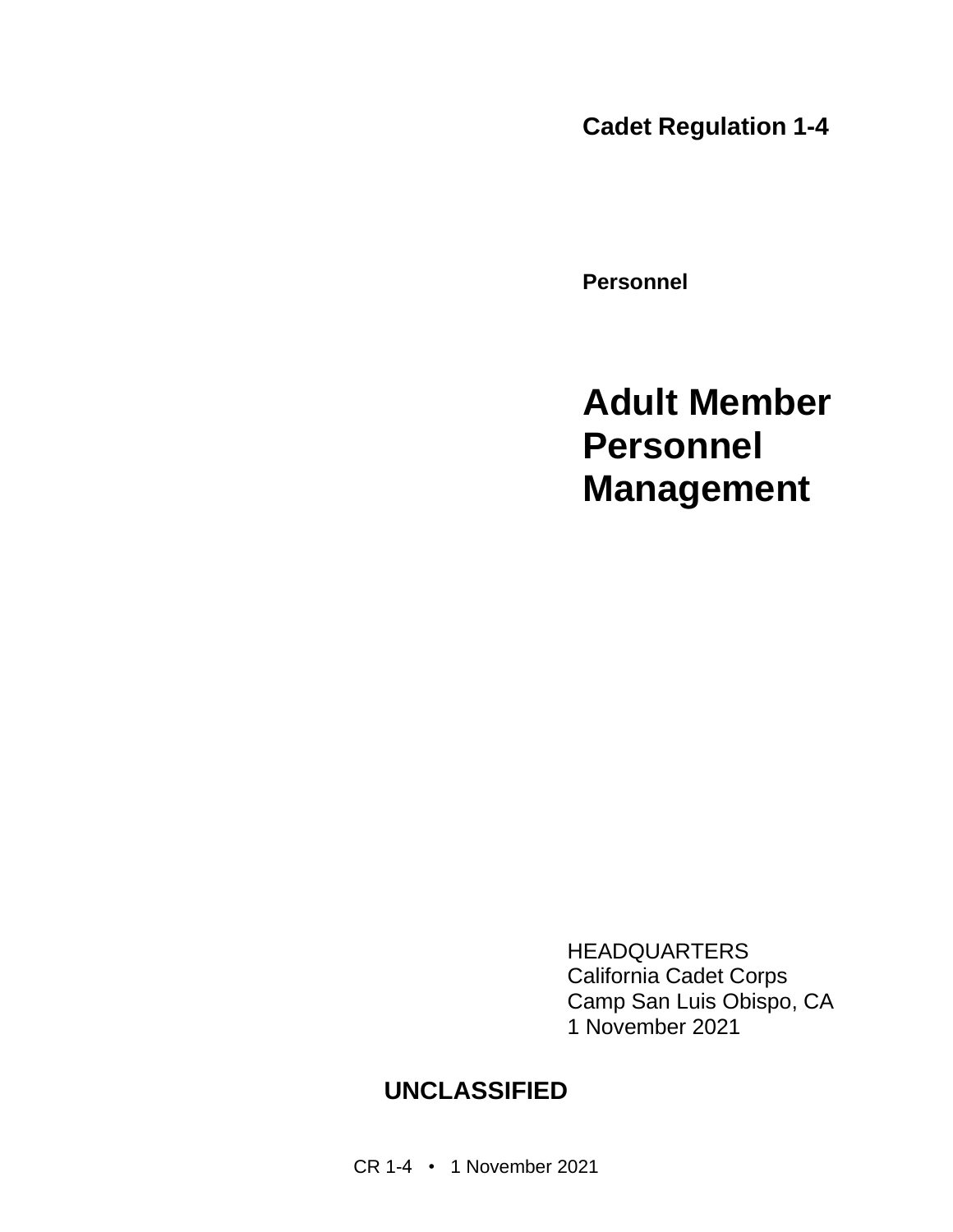**Cadet Regulation 1-4**

**Personnel**

# Adult Member Personnel Management

HEADQUARTERS
California Cadet Corps
Camp San Luis Obispo, CA
1 November 2021

**UNCLASSIFIED**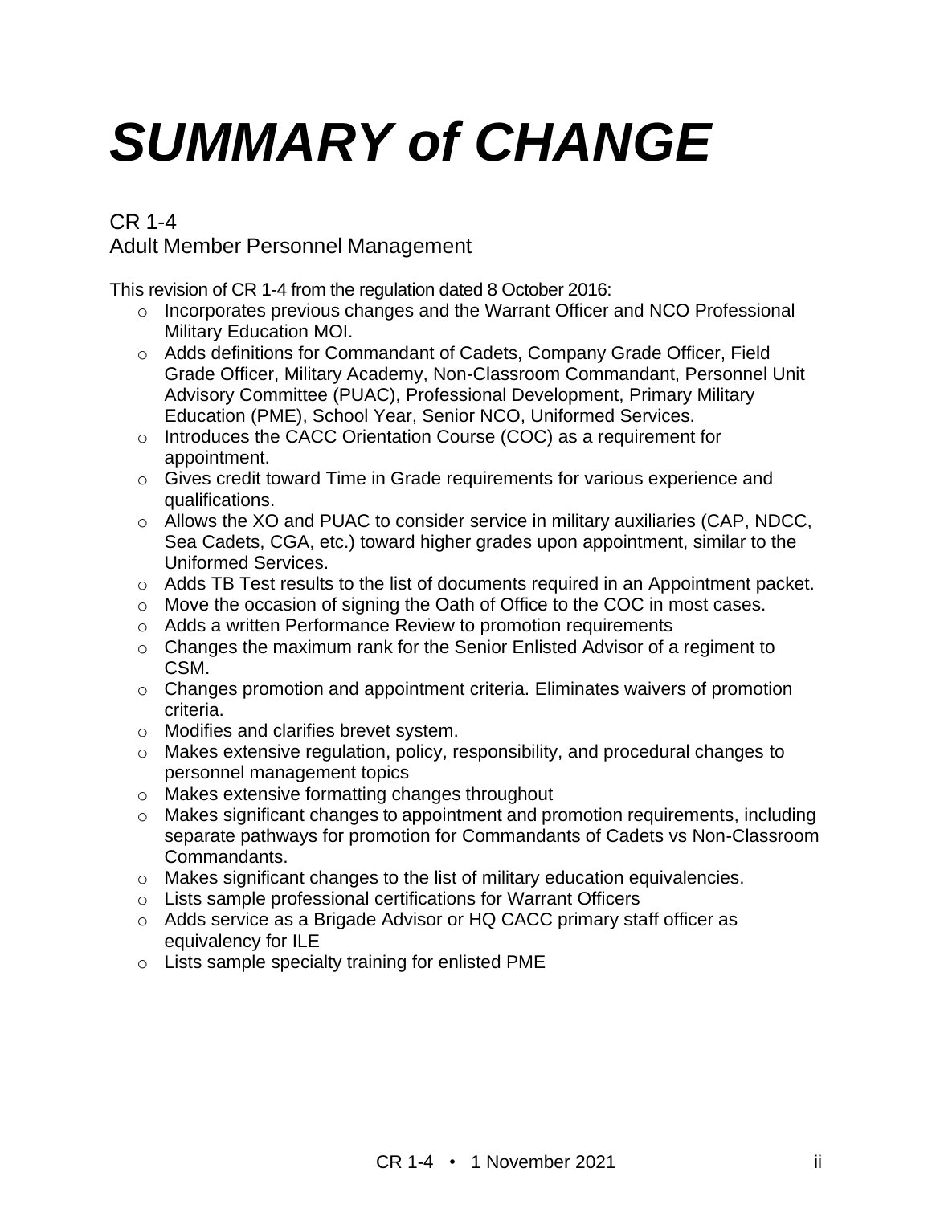# *SUMMARY of CHANGE*

CR 1-4
Adult Member Personnel Management

This revision of CR 1-4 from the regulation dated 8 October 2016:

- Incorporates previous changes and the Warrant Officer and NCO Professional Military Education MOI.
- Adds definitions for Commandant of Cadets, Company Grade Officer, Field Grade Officer, Military Academy, Non-Classroom Commandant, Personnel Unit Advisory Committee (PUAC), Professional Development, Primary Military Education (PME), School Year, Senior NCO, Uniformed Services.
- Introduces the CACC Orientation Course (COC) as a requirement for appointment.
- Gives credit toward Time in Grade requirements for various experience and qualifications.
- Allows the XO and PUAC to consider service in military auxiliaries (CAP, NDCC, Sea Cadets, CGA, etc.) toward higher grades upon appointment, similar to the Uniformed Services.
- Adds TB Test results to the list of documents required in an Appointment packet.
- Move the occasion of signing the Oath of Office to the COC in most cases.
- Adds a written Performance Review to promotion requirements
- Changes the maximum rank for the Senior Enlisted Advisor of a regiment to CSM.
- Changes promotion and appointment criteria. Eliminates waivers of promotion criteria.
- Modifies and clarifies brevet system.
- Makes extensive regulation, policy, responsibility, and procedural changes to personnel management topics
- Makes extensive formatting changes throughout
- Makes significant changes to appointment and promotion requirements, including separate pathways for promotion for Commandants of Cadets vs Non-Classroom Commandants.
- Makes significant changes to the list of military education equivalencies.
- Lists sample professional certifications for Warrant Officers
- Adds service as a Brigade Advisor or HQ CACC primary staff officer as equivalency for ILE
- Lists sample specialty training for enlisted PME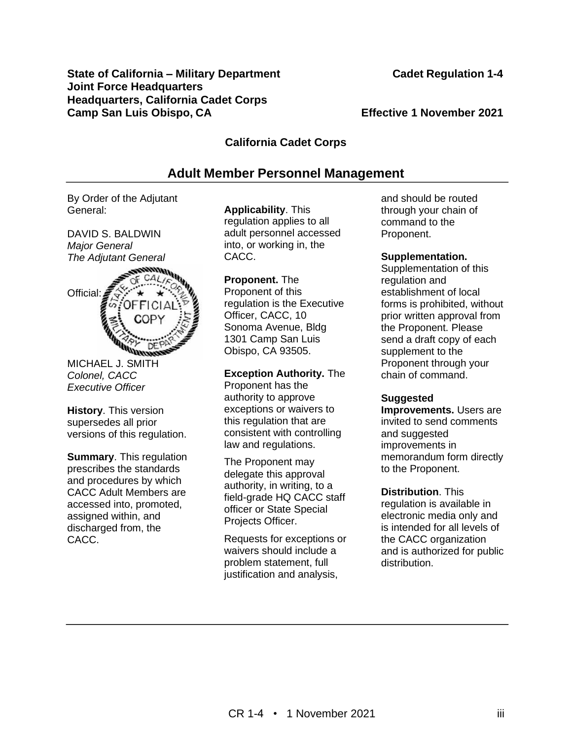**State of California – Military Department**
**Joint Force Headquarters**
**Headquarters, California Cadet Corps**
**Camp San Luis Obispo, CA**

**Cadet Regulation 1-4**

**Effective 1 November 2021**

**California Cadet Corps**

## Adult Member Personnel Management

By Order of the Adjutant General:

DAVID S. BALDWIN
*Major General*
*The Adjutant General*

Official:

MICHAEL J. SMITH
*Colonel, CACC*
*Executive Officer*

**History**. This version supersedes all prior versions of this regulation.

**Summary**. This regulation prescribes the standards and procedures by which CACC Adult Members are accessed into, promoted, assigned within, and discharged from, the CACC.

**Applicability**. This regulation applies to all adult personnel accessed into, or working in, the CACC.

**Proponent.** The Proponent of this regulation is the Executive Officer, CACC, 10 Sonoma Avenue, Bldg 1301 Camp San Luis Obispo, CA 93505.

**Exception Authority.** The Proponent has the authority to approve exceptions or waivers to this regulation that are consistent with controlling law and regulations.

The Proponent may delegate this approval authority, in writing, to a field-grade HQ CACC staff officer or State Special Projects Officer.

Requests for exceptions or waivers should include a problem statement, full justification and analysis, and should be routed through your chain of command to the Proponent.

**Supplementation.** Supplementation of this regulation and establishment of local forms is prohibited, without prior written approval from the Proponent. Please send a draft copy of each supplement to the Proponent through your chain of command.

**Suggested Improvements.** Users are invited to send comments and suggested improvements in memorandum form directly to the Proponent.

**Distribution**. This regulation is available in electronic media only and is intended for all levels of the CACC organization and is authorized for public distribution.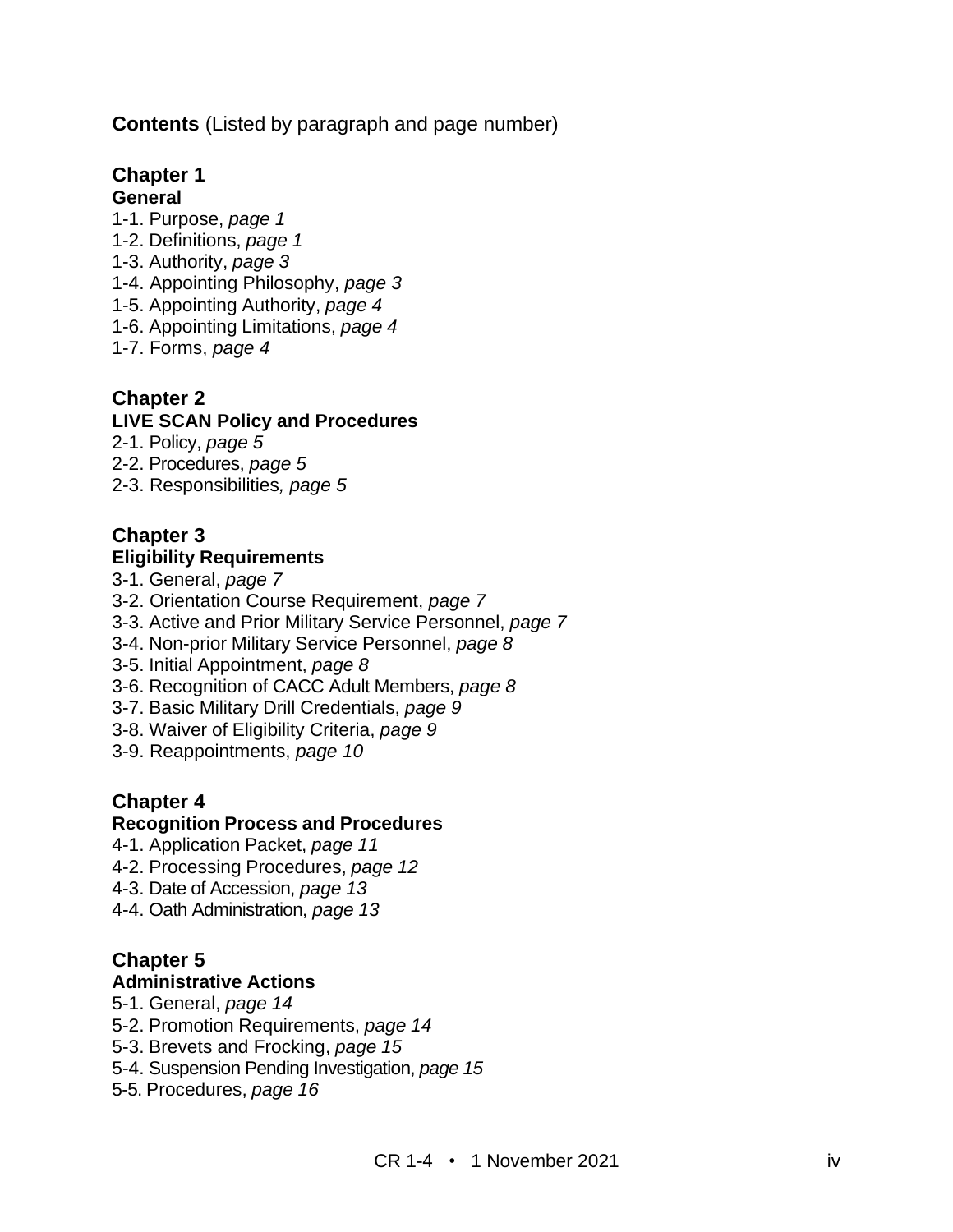**Contents** (Listed by paragraph and page number)

## Chapter 1
**General**

1-1. Purpose, *page 1*
1-2. Definitions, *page 1*
1-3. Authority, *page 3*
1-4. Appointing Philosophy, *page 3*
1-5. Appointing Authority, *page 4*
1-6. Appointing Limitations, *page 4*
1-7. Forms, *page 4*

## Chapter 2
**LIVE SCAN Policy and Procedures**

2-1. Policy, *page 5*
2-2. Procedures, *page 5*
2-3. Responsibilities*, page 5*

## Chapter 3
**Eligibility Requirements**

3-1. General, *page 7*
3-2. Orientation Course Requirement, *page 7*
3-3. Active and Prior Military Service Personnel, *page 7*
3-4. Non-prior Military Service Personnel, *page 8*
3-5. Initial Appointment, *page 8*
3-6. Recognition of CACC Adult Members, *page 8*
3-7. Basic Military Drill Credentials, *page 9*
3-8. Waiver of Eligibility Criteria, *page 9*
3-9. Reappointments, *page 10*

## Chapter 4
**Recognition Process and Procedures**

4-1. Application Packet, *page 11*
4-2. Processing Procedures, *page 12*
4-3. Date of Accession, *page 13*
4-4. Oath Administration, *page 13*

## Chapter 5
**Administrative Actions**

5-1. General, *page 14*
5-2. Promotion Requirements, *page 14*
5-3. Brevets and Frocking, *page 15*
5-4. Suspension Pending Investigation, *page 15*
5-5. Procedures, *page 16*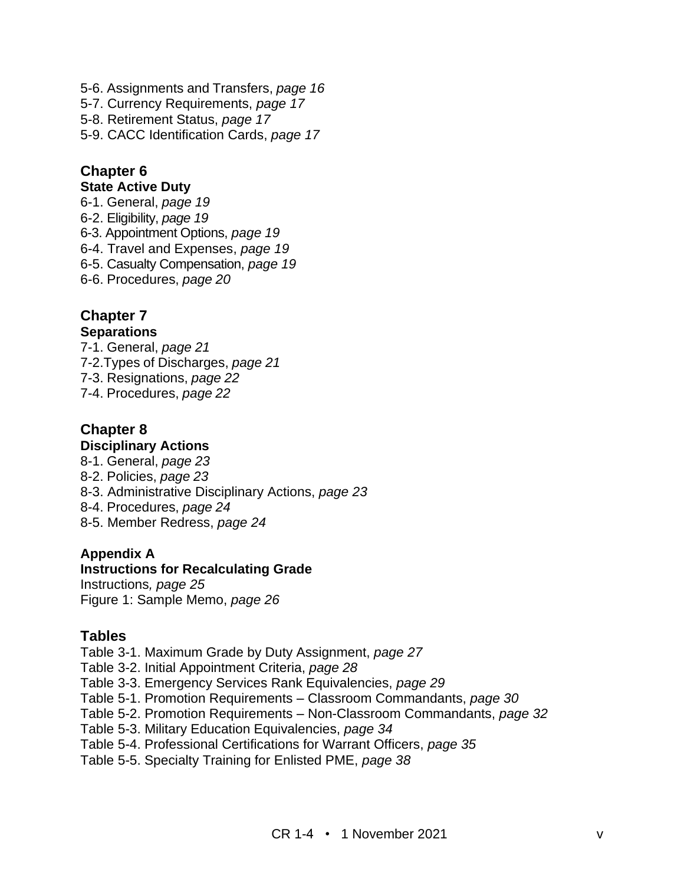5-6. Assignments and Transfers, *page 16*
5-7. Currency Requirements, *page 17*
5-8. Retirement Status, *page 17*
5-9. CACC Identification Cards, *page 17*

## Chapter 6
**State Active Duty**

6-1. General, *page 19*
6-2. Eligibility, *page 19*
6-3. Appointment Options, *page 19*
6-4. Travel and Expenses, *page 19*
6-5. Casualty Compensation, *page 19*
6-6. Procedures, *page 20*

## Chapter 7
**Separations**

7-1. General, *page 21*
7-2.Types of Discharges, *page 21*
7-3. Resignations, *page 22*
7-4. Procedures, *page 22*

## Chapter 8
**Disciplinary Actions**

8-1. General, *page 23*
8-2. Policies, *page 23*
8-3. Administrative Disciplinary Actions, *page 23*
8-4. Procedures, *page 24*
8-5. Member Redress, *page 24*

**Appendix A**
**Instructions for Recalculating Grade**

Instructions*, page 25*
Figure 1: Sample Memo, *page 26*

## Tables

Table 3-1. Maximum Grade by Duty Assignment, *page 27*
Table 3-2. Initial Appointment Criteria, *page 28*
Table 3-3. Emergency Services Rank Equivalencies, *page 29*
Table 5-1. Promotion Requirements – Classroom Commandants, *page 30*
Table 5-2. Promotion Requirements – Non-Classroom Commandants, *page 32*
Table 5-3. Military Education Equivalencies, *page 34*
Table 5-4. Professional Certifications for Warrant Officers, *page 35*
Table 5-5. Specialty Training for Enlisted PME, *page 38*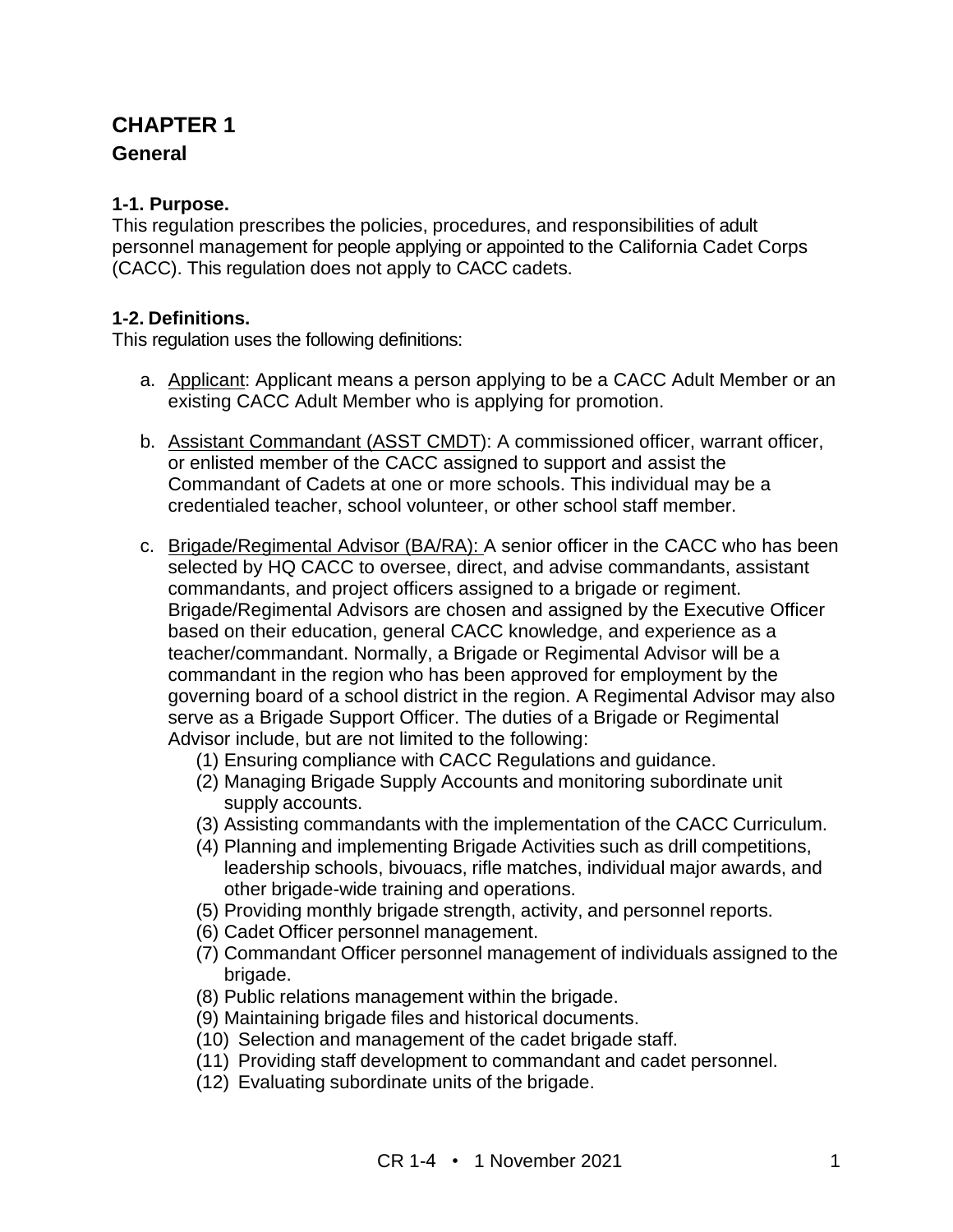# CHAPTER 1

## General

### 1-1. Purpose.

This regulation prescribes the policies, procedures, and responsibilities of adult personnel management for people applying or appointed to the California Cadet Corps (CACC). This regulation does not apply to CACC cadets.

### 1-2. Definitions.

This regulation uses the following definitions:

a. Applicant: Applicant means a person applying to be a CACC Adult Member or an existing CACC Adult Member who is applying for promotion.

b. Assistant Commandant (ASST CMDT): A commissioned officer, warrant officer, or enlisted member of the CACC assigned to support and assist the Commandant of Cadets at one or more schools. This individual may be a credentialed teacher, school volunteer, or other school staff member.

c. Brigade/Regimental Advisor (BA/RA): A senior officer in the CACC who has been selected by HQ CACC to oversee, direct, and advise commandants, assistant commandants, and project officers assigned to a brigade or regiment. Brigade/Regimental Advisors are chosen and assigned by the Executive Officer based on their education, general CACC knowledge, and experience as a teacher/commandant. Normally, a Brigade or Regimental Advisor will be a commandant in the region who has been approved for employment by the governing board of a school district in the region. A Regimental Advisor may also serve as a Brigade Support Officer. The duties of a Brigade or Regimental Advisor include, but are not limited to the following:

   (1) Ensuring compliance with CACC Regulations and guidance.
   (2) Managing Brigade Supply Accounts and monitoring subordinate unit supply accounts.
   (3) Assisting commandants with the implementation of the CACC Curriculum.
   (4) Planning and implementing Brigade Activities such as drill competitions, leadership schools, bivouacs, rifle matches, individual major awards, and other brigade-wide training and operations.
   (5) Providing monthly brigade strength, activity, and personnel reports.
   (6) Cadet Officer personnel management.
   (7) Commandant Officer personnel management of individuals assigned to the brigade.
   (8) Public relations management within the brigade.
   (9) Maintaining brigade files and historical documents.
   (10) Selection and management of the cadet brigade staff.
   (11) Providing staff development to commandant and cadet personnel.
   (12) Evaluating subordinate units of the brigade.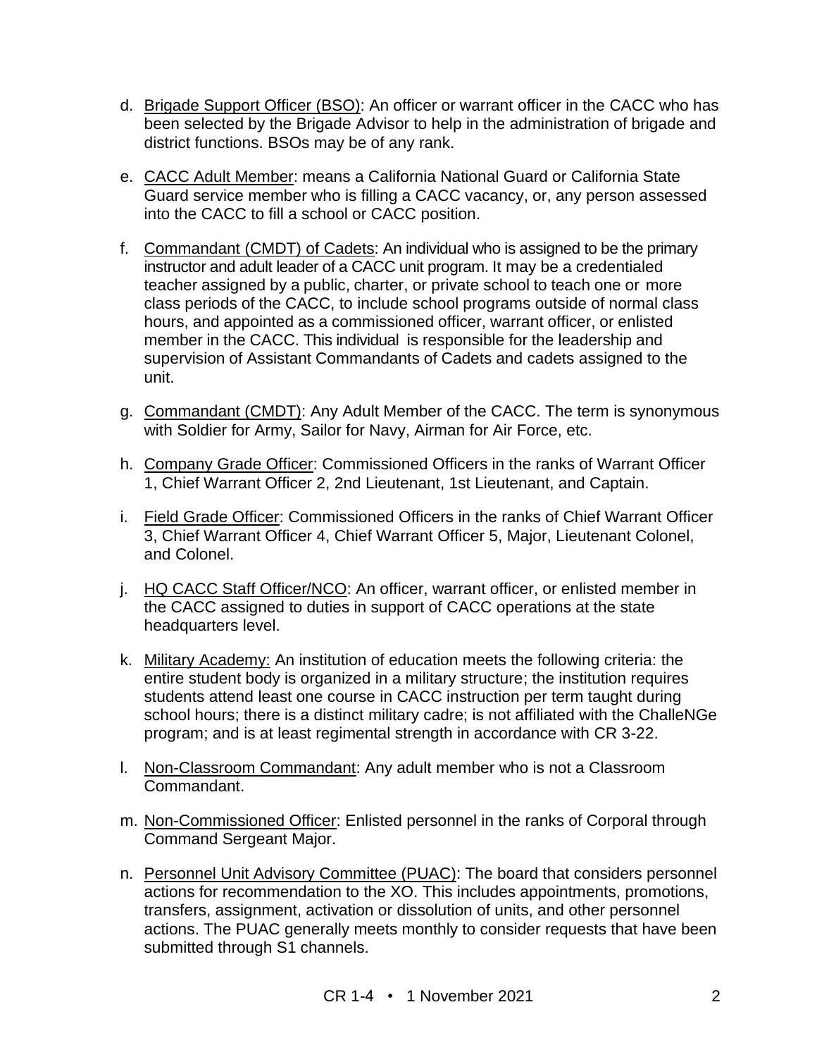d. Brigade Support Officer (BSO): An officer or warrant officer in the CACC who has been selected by the Brigade Advisor to help in the administration of brigade and district functions. BSOs may be of any rank.

e. CACC Adult Member: means a California National Guard or California State Guard service member who is filling a CACC vacancy, or, any person assessed into the CACC to fill a school or CACC position.

f. Commandant (CMDT) of Cadets: An individual who is assigned to be the primary instructor and adult leader of a CACC unit program. It may be a credentialed teacher assigned by a public, charter, or private school to teach one or more class periods of the CACC, to include school programs outside of normal class hours, and appointed as a commissioned officer, warrant officer, or enlisted member in the CACC. This individual is responsible for the leadership and supervision of Assistant Commandants of Cadets and cadets assigned to the unit.

g. Commandant (CMDT): Any Adult Member of the CACC. The term is synonymous with Soldier for Army, Sailor for Navy, Airman for Air Force, etc.

h. Company Grade Officer: Commissioned Officers in the ranks of Warrant Officer 1, Chief Warrant Officer 2, 2nd Lieutenant, 1st Lieutenant, and Captain.

i. Field Grade Officer: Commissioned Officers in the ranks of Chief Warrant Officer 3, Chief Warrant Officer 4, Chief Warrant Officer 5, Major, Lieutenant Colonel, and Colonel.

j. HQ CACC Staff Officer/NCO: An officer, warrant officer, or enlisted member in the CACC assigned to duties in support of CACC operations at the state headquarters level.

k. Military Academy: An institution of education meets the following criteria: the entire student body is organized in a military structure; the institution requires students attend least one course in CACC instruction per term taught during school hours; there is a distinct military cadre; is not affiliated with the ChalleNGe program; and is at least regimental strength in accordance with CR 3-22.

l. Non-Classroom Commandant: Any adult member who is not a Classroom Commandant.

m. Non-Commissioned Officer: Enlisted personnel in the ranks of Corporal through Command Sergeant Major.

n. Personnel Unit Advisory Committee (PUAC): The board that considers personnel actions for recommendation to the XO. This includes appointments, promotions, transfers, assignment, activation or dissolution of units, and other personnel actions. The PUAC generally meets monthly to consider requests that have been submitted through S1 channels.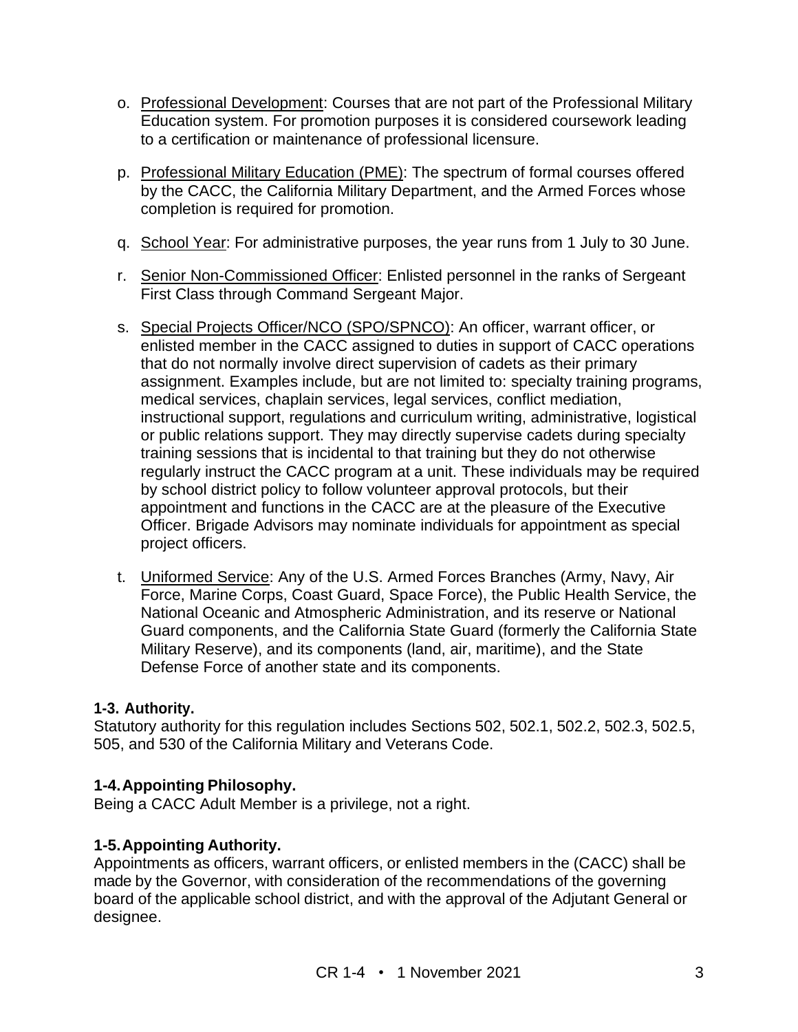o. Professional Development: Courses that are not part of the Professional Military Education system. For promotion purposes it is considered coursework leading to a certification or maintenance of professional licensure.

p. Professional Military Education (PME): The spectrum of formal courses offered by the CACC, the California Military Department, and the Armed Forces whose completion is required for promotion.

q. School Year: For administrative purposes, the year runs from 1 July to 30 June.

r. Senior Non-Commissioned Officer: Enlisted personnel in the ranks of Sergeant First Class through Command Sergeant Major.

s. Special Projects Officer/NCO (SPO/SPNCO): An officer, warrant officer, or enlisted member in the CACC assigned to duties in support of CACC operations that do not normally involve direct supervision of cadets as their primary assignment. Examples include, but are not limited to: specialty training programs, medical services, chaplain services, legal services, conflict mediation, instructional support, regulations and curriculum writing, administrative, logistical or public relations support. They may directly supervise cadets during specialty training sessions that is incidental to that training but they do not otherwise regularly instruct the CACC program at a unit. These individuals may be required by school district policy to follow volunteer approval protocols, but their appointment and functions in the CACC are at the pleasure of the Executive Officer. Brigade Advisors may nominate individuals for appointment as special project officers.

t. Uniformed Service: Any of the U.S. Armed Forces Branches (Army, Navy, Air Force, Marine Corps, Coast Guard, Space Force), the Public Health Service, the National Oceanic and Atmospheric Administration, and its reserve or National Guard components, and the California State Guard (formerly the California State Military Reserve), and its components (land, air, maritime), and the State Defense Force of another state and its components.

**1-3. Authority.**

Statutory authority for this regulation includes Sections 502, 502.1, 502.2, 502.3, 502.5, 505, and 530 of the California Military and Veterans Code.

**1-4. Appointing Philosophy.**

Being a CACC Adult Member is a privilege, not a right.

**1-5. Appointing Authority.**

Appointments as officers, warrant officers, or enlisted members in the (CACC) shall be made by the Governor, with consideration of the recommendations of the governing board of the applicable school district, and with the approval of the Adjutant General or designee.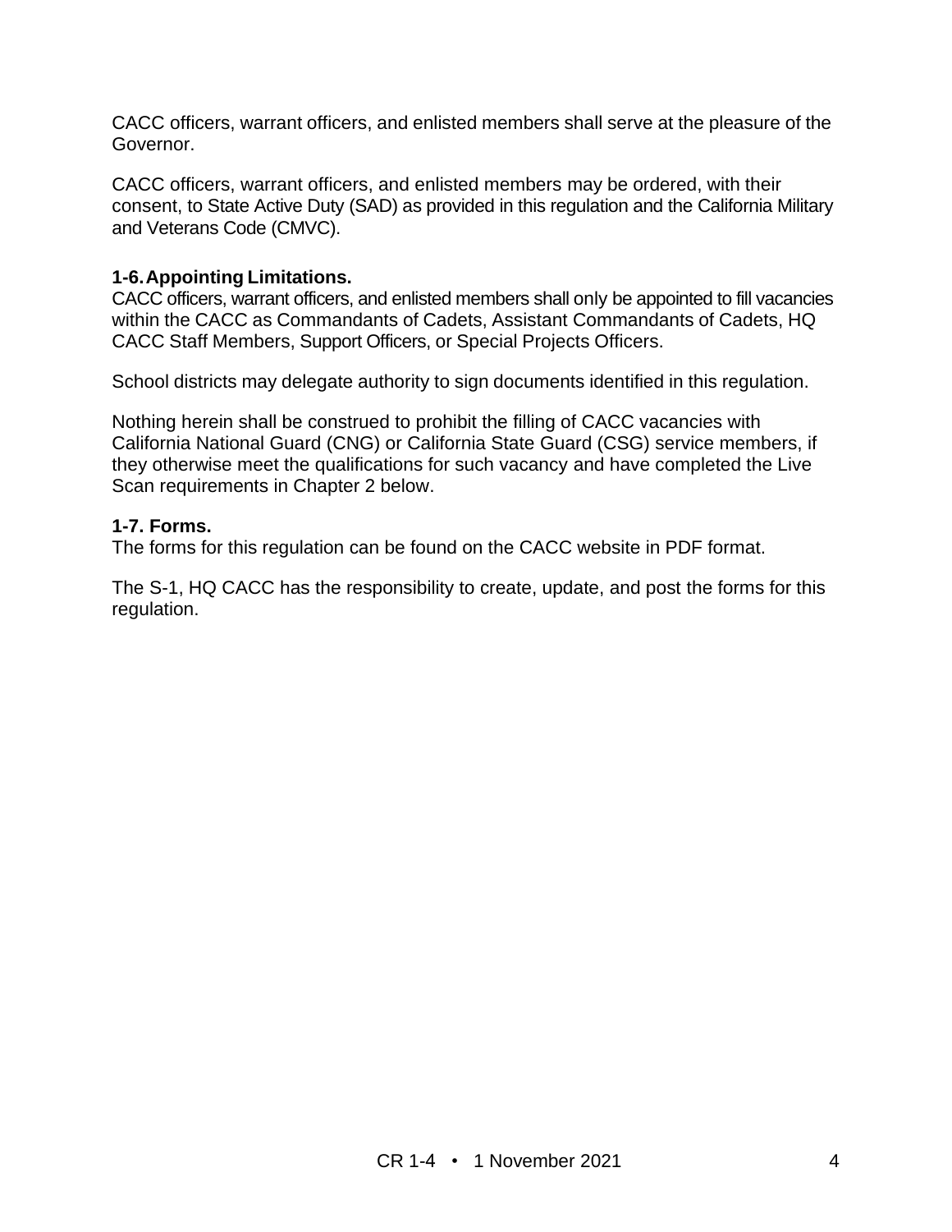CACC officers, warrant officers, and enlisted members shall serve at the pleasure of the Governor.

CACC officers, warrant officers, and enlisted members may be ordered, with their consent, to State Active Duty (SAD) as provided in this regulation and the California Military and Veterans Code (CMVC).

**1-6. Appointing Limitations.**
CACC officers, warrant officers, and enlisted members shall only be appointed to fill vacancies within the CACC as Commandants of Cadets, Assistant Commandants of Cadets, HQ CACC Staff Members, Support Officers, or Special Projects Officers.

School districts may delegate authority to sign documents identified in this regulation.

Nothing herein shall be construed to prohibit the filling of CACC vacancies with California National Guard (CNG) or California State Guard (CSG) service members, if they otherwise meet the qualifications for such vacancy and have completed the Live Scan requirements in Chapter 2 below.

**1-7. Forms.**
The forms for this regulation can be found on the CACC website in PDF format.

The S-1, HQ CACC has the responsibility to create, update, and post the forms for this regulation.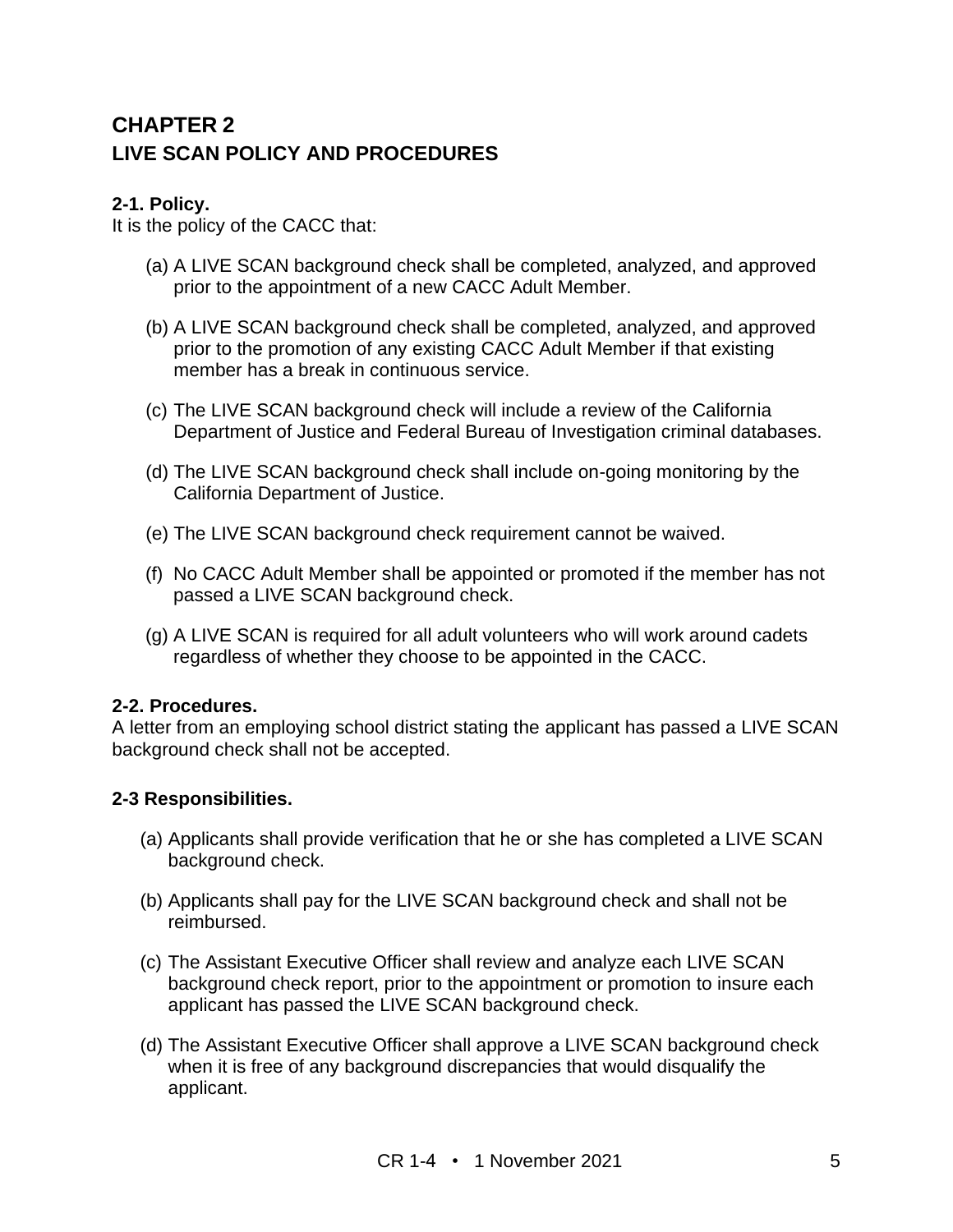# CHAPTER 2
# LIVE SCAN POLICY AND PROCEDURES

### 2-1. Policy.

It is the policy of the CACC that:

(a) A LIVE SCAN background check shall be completed, analyzed, and approved prior to the appointment of a new CACC Adult Member.

(b) A LIVE SCAN background check shall be completed, analyzed, and approved prior to the promotion of any existing CACC Adult Member if that existing member has a break in continuous service.

(c) The LIVE SCAN background check will include a review of the California Department of Justice and Federal Bureau of Investigation criminal databases.

(d) The LIVE SCAN background check shall include on-going monitoring by the California Department of Justice.

(e) The LIVE SCAN background check requirement cannot be waived.

(f) No CACC Adult Member shall be appointed or promoted if the member has not passed a LIVE SCAN background check.

(g) A LIVE SCAN is required for all adult volunteers who will work around cadets regardless of whether they choose to be appointed in the CACC.

### 2-2. Procedures.

A letter from an employing school district stating the applicant has passed a LIVE SCAN background check shall not be accepted.

### 2-3 Responsibilities.

(a) Applicants shall provide verification that he or she has completed a LIVE SCAN background check.

(b) Applicants shall pay for the LIVE SCAN background check and shall not be reimbursed.

(c) The Assistant Executive Officer shall review and analyze each LIVE SCAN background check report, prior to the appointment or promotion to insure each applicant has passed the LIVE SCAN background check.

(d) The Assistant Executive Officer shall approve a LIVE SCAN background check when it is free of any background discrepancies that would disqualify the applicant.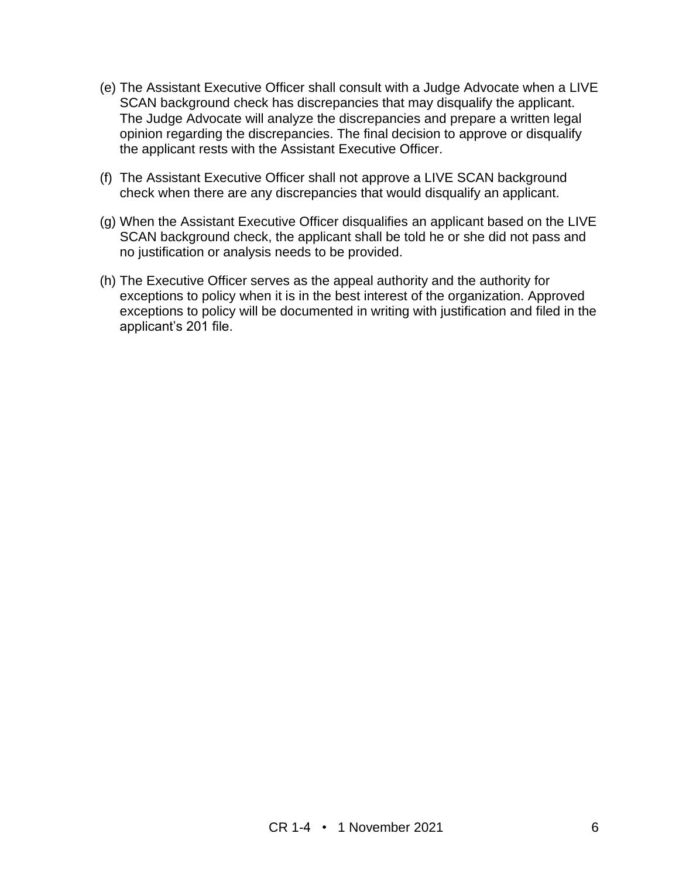(e) The Assistant Executive Officer shall consult with a Judge Advocate when a LIVE SCAN background check has discrepancies that may disqualify the applicant. The Judge Advocate will analyze the discrepancies and prepare a written legal opinion regarding the discrepancies. The final decision to approve or disqualify the applicant rests with the Assistant Executive Officer.

(f) The Assistant Executive Officer shall not approve a LIVE SCAN background check when there are any discrepancies that would disqualify an applicant.

(g) When the Assistant Executive Officer disqualifies an applicant based on the LIVE SCAN background check, the applicant shall be told he or she did not pass and no justification or analysis needs to be provided.

(h) The Executive Officer serves as the appeal authority and the authority for exceptions to policy when it is in the best interest of the organization. Approved exceptions to policy will be documented in writing with justification and filed in the applicant's 201 file.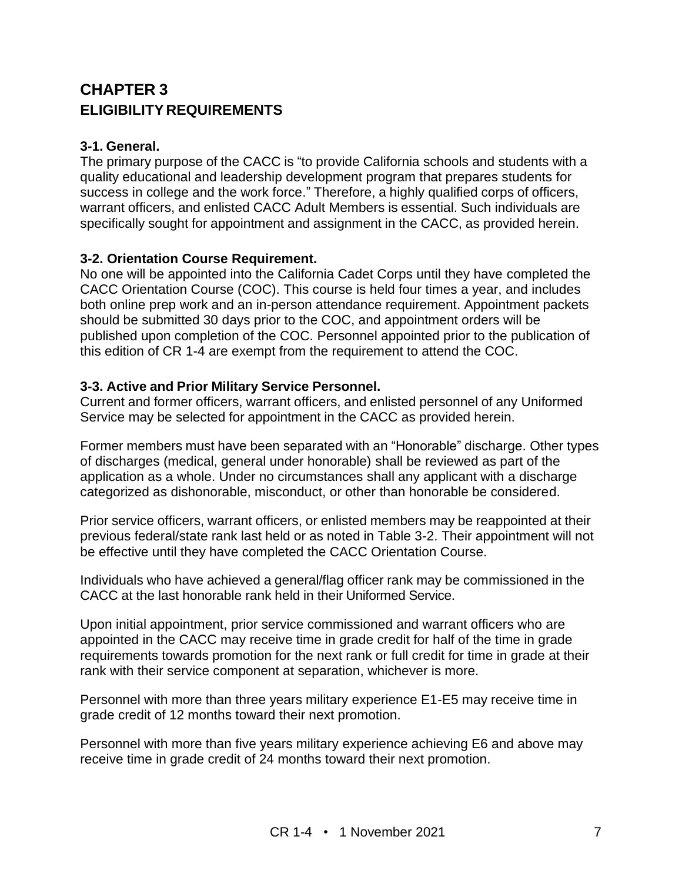# CHAPTER 3
## ELIGIBILITY REQUIREMENTS

### 3-1. General.

The primary purpose of the CACC is "to provide California schools and students with a quality educational and leadership development program that prepares students for success in college and the work force." Therefore, a highly qualified corps of officers, warrant officers, and enlisted CACC Adult Members is essential. Such individuals are specifically sought for appointment and assignment in the CACC, as provided herein.

### 3-2. Orientation Course Requirement.

No one will be appointed into the California Cadet Corps until they have completed the CACC Orientation Course (COC). This course is held four times a year, and includes both online prep work and an in-person attendance requirement. Appointment packets should be submitted 30 days prior to the COC, and appointment orders will be published upon completion of the COC. Personnel appointed prior to the publication of this edition of CR 1-4 are exempt from the requirement to attend the COC.

### 3-3. Active and Prior Military Service Personnel.

Current and former officers, warrant officers, and enlisted personnel of any Uniformed Service may be selected for appointment in the CACC as provided herein.

Former members must have been separated with an "Honorable" discharge. Other types of discharges (medical, general under honorable) shall be reviewed as part of the application as a whole. Under no circumstances shall any applicant with a discharge categorized as dishonorable, misconduct, or other than honorable be considered.

Prior service officers, warrant officers, or enlisted members may be reappointed at their previous federal/state rank last held or as noted in Table 3-2. Their appointment will not be effective until they have completed the CACC Orientation Course.

Individuals who have achieved a general/flag officer rank may be commissioned in the CACC at the last honorable rank held in their Uniformed Service.

Upon initial appointment, prior service commissioned and warrant officers who are appointed in the CACC may receive time in grade credit for half of the time in grade requirements towards promotion for the next rank or full credit for time in grade at their rank with their service component at separation, whichever is more.

Personnel with more than three years military experience E1-E5 may receive time in grade credit of 12 months toward their next promotion.

Personnel with more than five years military experience achieving E6 and above may receive time in grade credit of 24 months toward their next promotion.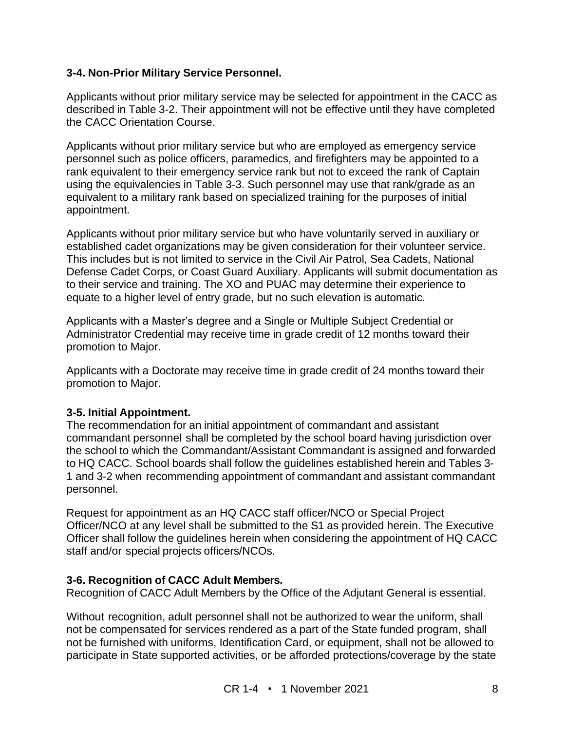### 3-4. Non-Prior Military Service Personnel.

Applicants without prior military service may be selected for appointment in the CACC as described in Table 3-2. Their appointment will not be effective until they have completed the CACC Orientation Course.

Applicants without prior military service but who are employed as emergency service personnel such as police officers, paramedics, and firefighters may be appointed to a rank equivalent to their emergency service rank but not to exceed the rank of Captain using the equivalencies in Table 3-3. Such personnel may use that rank/grade as an equivalent to a military rank based on specialized training for the purposes of initial appointment.

Applicants without prior military service but who have voluntarily served in auxiliary or established cadet organizations may be given consideration for their volunteer service. This includes but is not limited to service in the Civil Air Patrol, Sea Cadets, National Defense Cadet Corps, or Coast Guard Auxiliary. Applicants will submit documentation as to their service and training. The XO and PUAC may determine their experience to equate to a higher level of entry grade, but no such elevation is automatic.

Applicants with a Master's degree and a Single or Multiple Subject Credential or Administrator Credential may receive time in grade credit of 12 months toward their promotion to Major.

Applicants with a Doctorate may receive time in grade credit of 24 months toward their promotion to Major.

### 3-5. Initial Appointment.

The recommendation for an initial appointment of commandant and assistant commandant personnel shall be completed by the school board having jurisdiction over the school to which the Commandant/Assistant Commandant is assigned and forwarded to HQ CACC. School boards shall follow the guidelines established herein and Tables 3-1 and 3-2 when recommending appointment of commandant and assistant commandant personnel.

Request for appointment as an HQ CACC staff officer/NCO or Special Project Officer/NCO at any level shall be submitted to the S1 as provided herein. The Executive Officer shall follow the guidelines herein when considering the appointment of HQ CACC staff and/or special projects officers/NCOs.

### 3-6. Recognition of CACC Adult Members.

Recognition of CACC Adult Members by the Office of the Adjutant General is essential.

Without recognition, adult personnel shall not be authorized to wear the uniform, shall not be compensated for services rendered as a part of the State funded program, shall not be furnished with uniforms, Identification Card, or equipment, shall not be allowed to participate in State supported activities, or be afforded protections/coverage by the state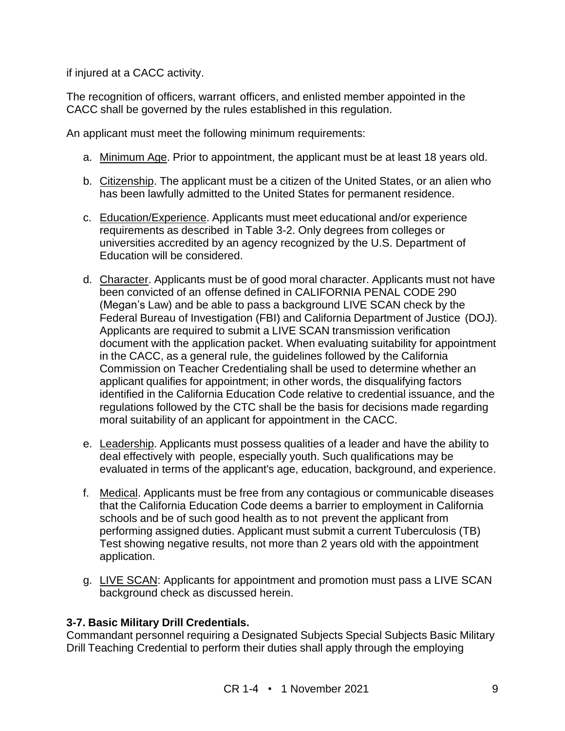if injured at a CACC activity.

The recognition of officers, warrant officers, and enlisted member appointed in the CACC shall be governed by the rules established in this regulation.

An applicant must meet the following minimum requirements:

a. Minimum Age. Prior to appointment, the applicant must be at least 18 years old.

b. Citizenship. The applicant must be a citizen of the United States, or an alien who has been lawfully admitted to the United States for permanent residence.

c. Education/Experience. Applicants must meet educational and/or experience requirements as described in Table 3-2. Only degrees from colleges or universities accredited by an agency recognized by the U.S. Department of Education will be considered.

d. Character. Applicants must be of good moral character. Applicants must not have been convicted of an offense defined in CALIFORNIA PENAL CODE 290 (Megan's Law) and be able to pass a background LIVE SCAN check by the Federal Bureau of Investigation (FBI) and California Department of Justice (DOJ). Applicants are required to submit a LIVE SCAN transmission verification document with the application packet. When evaluating suitability for appointment in the CACC, as a general rule, the guidelines followed by the California Commission on Teacher Credentialing shall be used to determine whether an applicant qualifies for appointment; in other words, the disqualifying factors identified in the California Education Code relative to credential issuance, and the regulations followed by the CTC shall be the basis for decisions made regarding moral suitability of an applicant for appointment in the CACC.

e. Leadership. Applicants must possess qualities of a leader and have the ability to deal effectively with people, especially youth. Such qualifications may be evaluated in terms of the applicant's age, education, background, and experience.

f. Medical. Applicants must be free from any contagious or communicable diseases that the California Education Code deems a barrier to employment in California schools and be of such good health as to not prevent the applicant from performing assigned duties. Applicant must submit a current Tuberculosis (TB) Test showing negative results, not more than 2 years old with the appointment application.

g. LIVE SCAN: Applicants for appointment and promotion must pass a LIVE SCAN background check as discussed herein.

**3-7. Basic Military Drill Credentials.**

Commandant personnel requiring a Designated Subjects Special Subjects Basic Military Drill Teaching Credential to perform their duties shall apply through the employing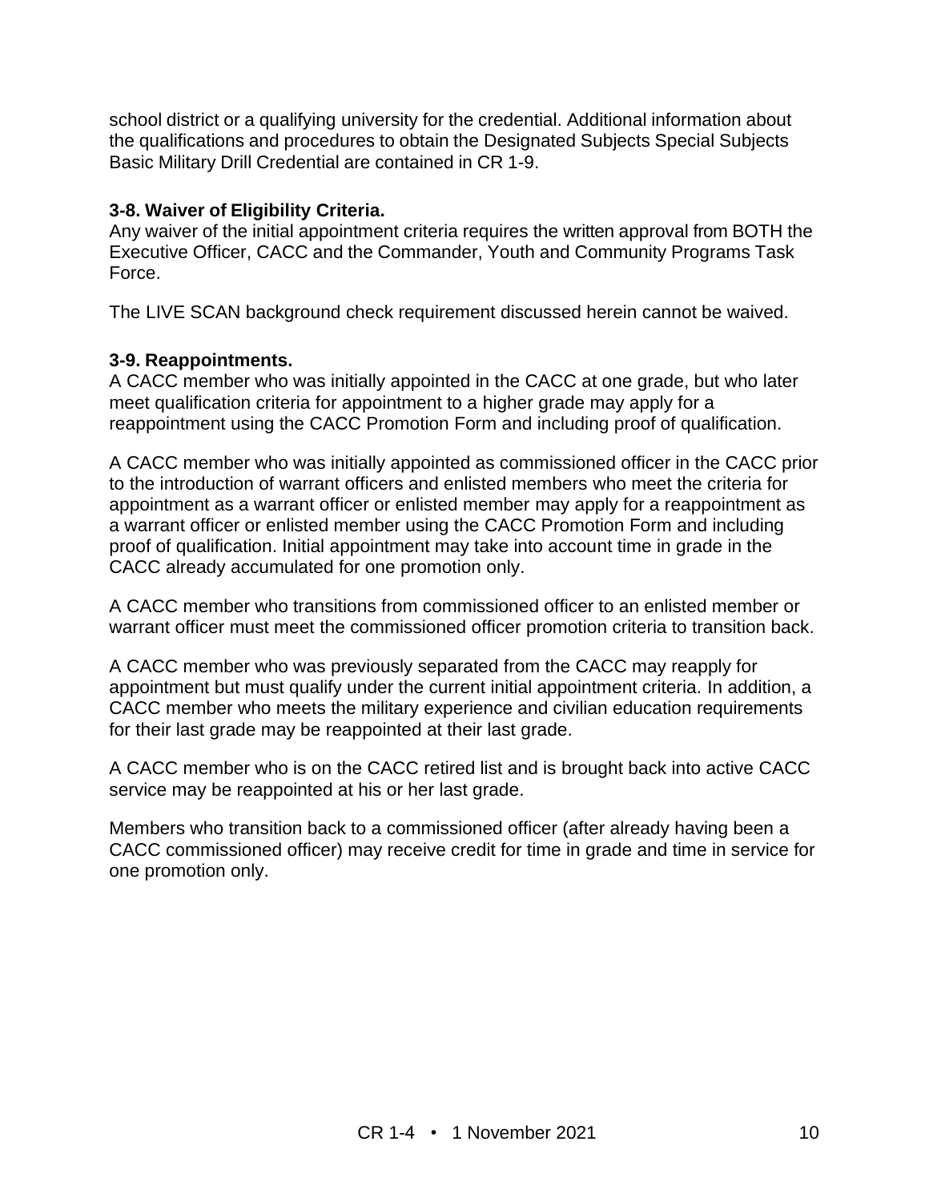school district or a qualifying university for the credential. Additional information about the qualifications and procedures to obtain the Designated Subjects Special Subjects Basic Military Drill Credential are contained in CR 1-9.

### 3-8. Waiver of Eligibility Criteria.

Any waiver of the initial appointment criteria requires the written approval from BOTH the Executive Officer, CACC and the Commander, Youth and Community Programs Task Force.

The LIVE SCAN background check requirement discussed herein cannot be waived.

### 3-9. Reappointments.

A CACC member who was initially appointed in the CACC at one grade, but who later meet qualification criteria for appointment to a higher grade may apply for a reappointment using the CACC Promotion Form and including proof of qualification.

A CACC member who was initially appointed as commissioned officer in the CACC prior to the introduction of warrant officers and enlisted members who meet the criteria for appointment as a warrant officer or enlisted member may apply for a reappointment as a warrant officer or enlisted member using the CACC Promotion Form and including proof of qualification. Initial appointment may take into account time in grade in the CACC already accumulated for one promotion only.

A CACC member who transitions from commissioned officer to an enlisted member or warrant officer must meet the commissioned officer promotion criteria to transition back.

A CACC member who was previously separated from the CACC may reapply for appointment but must qualify under the current initial appointment criteria. In addition, a CACC member who meets the military experience and civilian education requirements for their last grade may be reappointed at their last grade.

A CACC member who is on the CACC retired list and is brought back into active CACC service may be reappointed at his or her last grade.

Members who transition back to a commissioned officer (after already having been a CACC commissioned officer) may receive credit for time in grade and time in service for one promotion only.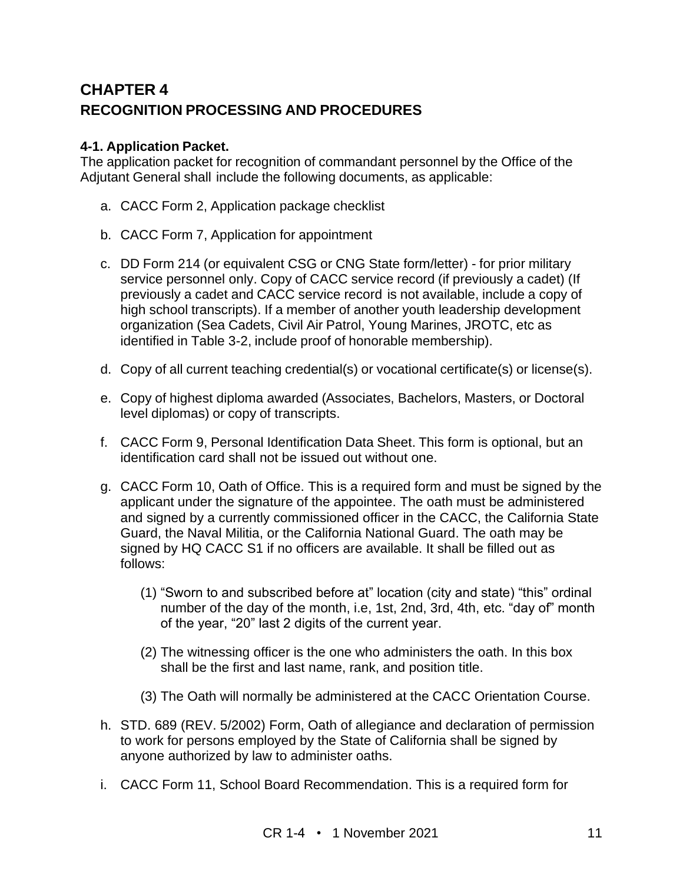# CHAPTER 4
## RECOGNITION PROCESSING AND PROCEDURES

**4-1. Application Packet.**
The application packet for recognition of commandant personnel by the Office of the Adjutant General shall include the following documents, as applicable:

a. CACC Form 2, Application package checklist

b. CACC Form 7, Application for appointment

c. DD Form 214 (or equivalent CSG or CNG State form/letter) - for prior military service personnel only. Copy of CACC service record (if previously a cadet) (If previously a cadet and CACC service record is not available, include a copy of high school transcripts). If a member of another youth leadership development organization (Sea Cadets, Civil Air Patrol, Young Marines, JROTC, etc as identified in Table 3-2, include proof of honorable membership).

d. Copy of all current teaching credential(s) or vocational certificate(s) or license(s).

e. Copy of highest diploma awarded (Associates, Bachelors, Masters, or Doctoral level diplomas) or copy of transcripts.

f. CACC Form 9, Personal Identification Data Sheet. This form is optional, but an identification card shall not be issued out without one.

g. CACC Form 10, Oath of Office. This is a required form and must be signed by the applicant under the signature of the appointee. The oath must be administered and signed by a currently commissioned officer in the CACC, the California State Guard, the Naval Militia, or the California National Guard. The oath may be signed by HQ CACC S1 if no officers are available. It shall be filled out as follows:

   (1) "Sworn to and subscribed before at" location (city and state) "this" ordinal number of the day of the month, i.e, 1st, 2nd, 3rd, 4th, etc. "day of" month of the year, "20" last 2 digits of the current year.

   (2) The witnessing officer is the one who administers the oath. In this box shall be the first and last name, rank, and position title.

   (3) The Oath will normally be administered at the CACC Orientation Course.

h. STD. 689 (REV. 5/2002) Form, Oath of allegiance and declaration of permission to work for persons employed by the State of California shall be signed by anyone authorized by law to administer oaths.

i. CACC Form 11, School Board Recommendation. This is a required form for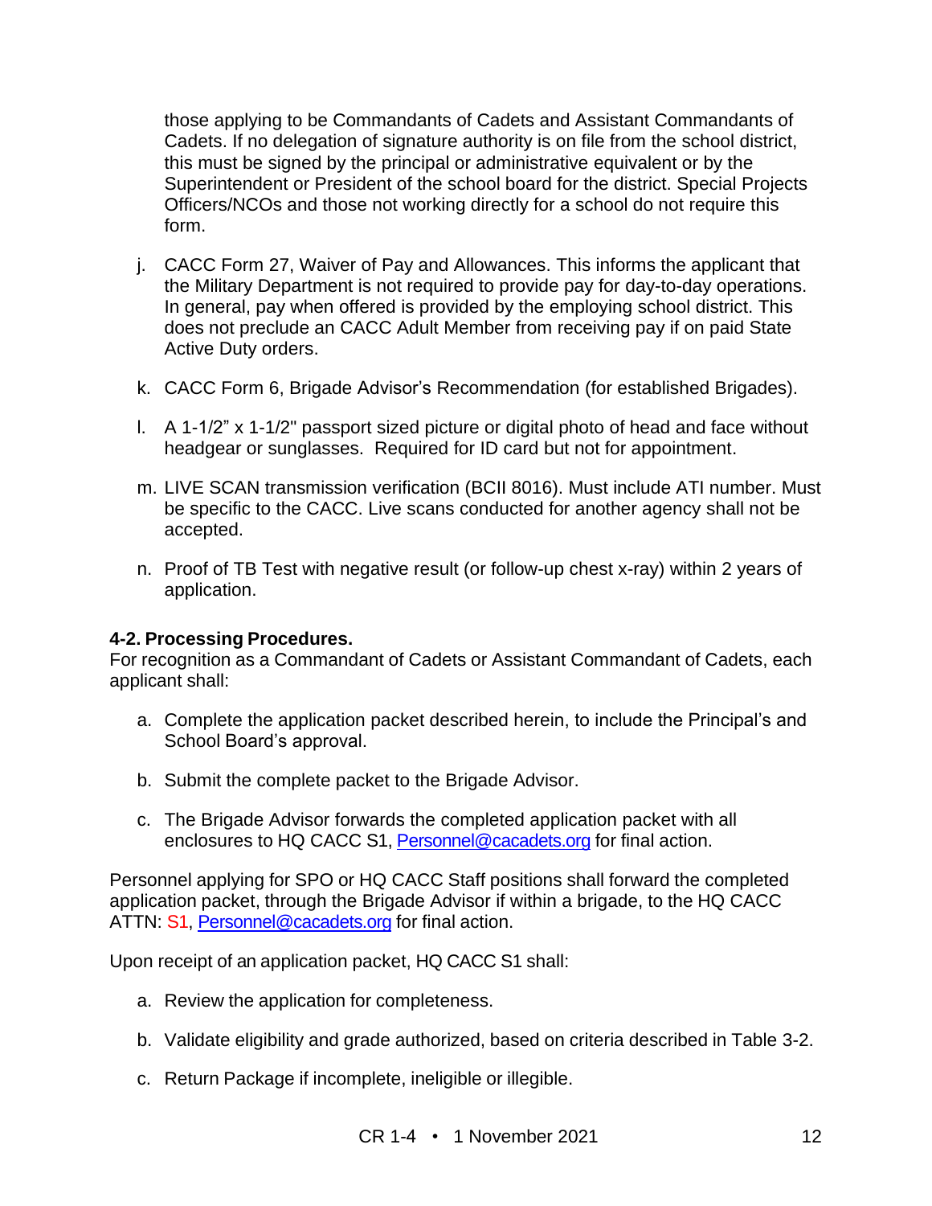those applying to be Commandants of Cadets and Assistant Commandants of Cadets. If no delegation of signature authority is on file from the school district, this must be signed by the principal or administrative equivalent or by the Superintendent or President of the school board for the district. Special Projects Officers/NCOs and those not working directly for a school do not require this form.

j. CACC Form 27, Waiver of Pay and Allowances. This informs the applicant that the Military Department is not required to provide pay for day-to-day operations. In general, pay when offered is provided by the employing school district. This does not preclude an CACC Adult Member from receiving pay if on paid State Active Duty orders.

k. CACC Form 6, Brigade Advisor's Recommendation (for established Brigades).

l. A 1-1/2" x 1-1/2" passport sized picture or digital photo of head and face without headgear or sunglasses. Required for ID card but not for appointment.

m. LIVE SCAN transmission verification (BCII 8016). Must include ATI number. Must be specific to the CACC. Live scans conducted for another agency shall not be accepted.

n. Proof of TB Test with negative result (or follow-up chest x-ray) within 2 years of application.

**4-2. Processing Procedures.**

For recognition as a Commandant of Cadets or Assistant Commandant of Cadets, each applicant shall:

a. Complete the application packet described herein, to include the Principal's and School Board's approval.

b. Submit the complete packet to the Brigade Advisor.

c. The Brigade Advisor forwards the completed application packet with all enclosures to HQ CACC S1, Personnel@cacadets.org for final action.

Personnel applying for SPO or HQ CACC Staff positions shall forward the completed application packet, through the Brigade Advisor if within a brigade, to the HQ CACC ATTN: S1, Personnel@cacadets.org for final action.

Upon receipt of an application packet, HQ CACC S1 shall:

a. Review the application for completeness.

b. Validate eligibility and grade authorized, based on criteria described in Table 3-2.

c. Return Package if incomplete, ineligible or illegible.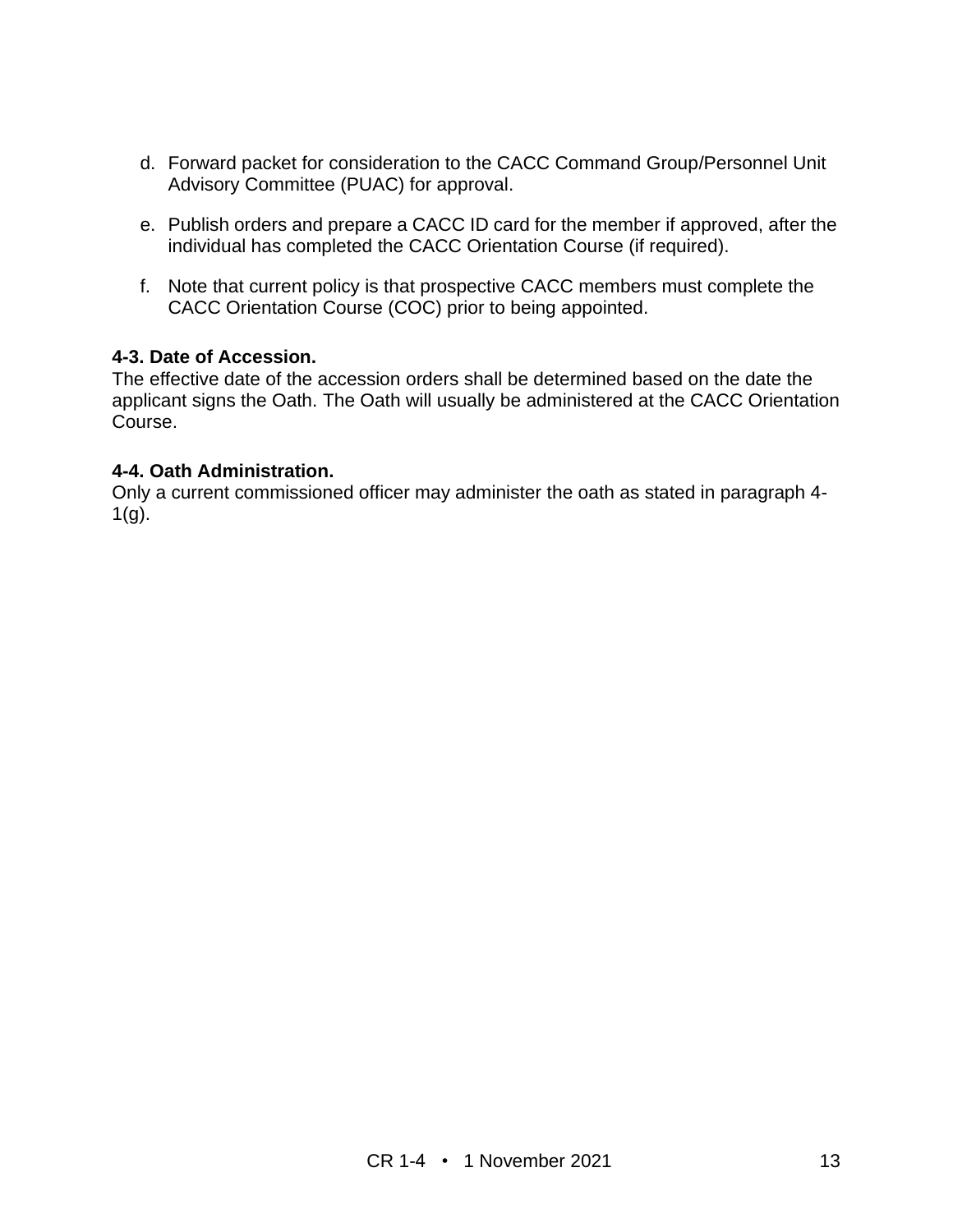d. Forward packet for consideration to the CACC Command Group/Personnel Unit Advisory Committee (PUAC) for approval.

e. Publish orders and prepare a CACC ID card for the member if approved, after the individual has completed the CACC Orientation Course (if required).

f. Note that current policy is that prospective CACC members must complete the CACC Orientation Course (COC) prior to being appointed.

**4-3. Date of Accession.**
The effective date of the accession orders shall be determined based on the date the applicant signs the Oath. The Oath will usually be administered at the CACC Orientation Course.

**4-4. Oath Administration.**
Only a current commissioned officer may administer the oath as stated in paragraph 4-1(g).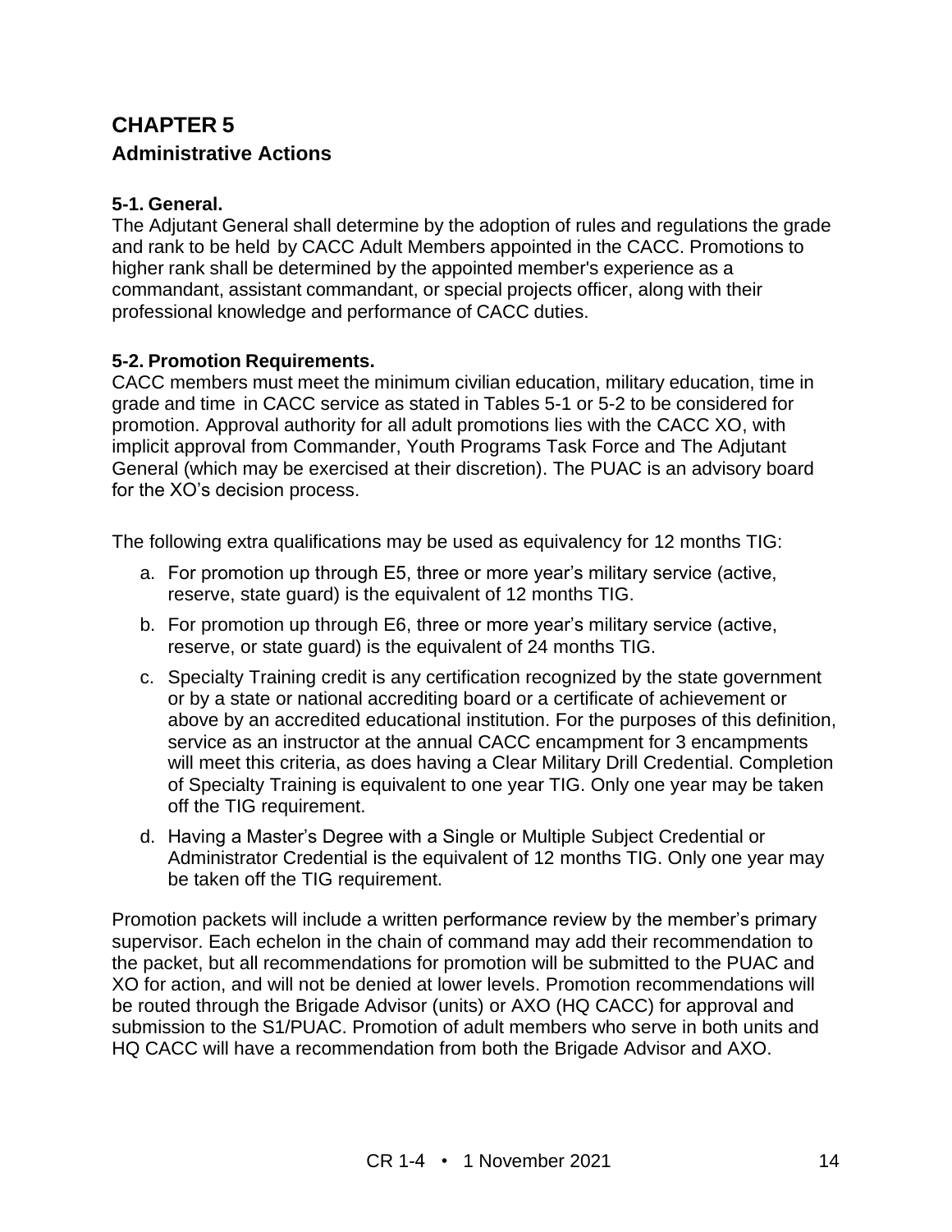# CHAPTER 5

## Administrative Actions

### 5-1. General.

The Adjutant General shall determine by the adoption of rules and regulations the grade and rank to be held by CACC Adult Members appointed in the CACC. Promotions to higher rank shall be determined by the appointed member's experience as a commandant, assistant commandant, or special projects officer, along with their professional knowledge and performance of CACC duties.

### 5-2. Promotion Requirements.

CACC members must meet the minimum civilian education, military education, time in grade and time in CACC service as stated in Tables 5-1 or 5-2 to be considered for promotion. Approval authority for all adult promotions lies with the CACC XO, with implicit approval from Commander, Youth Programs Task Force and The Adjutant General (which may be exercised at their discretion). The PUAC is an advisory board for the XO's decision process.

The following extra qualifications may be used as equivalency for 12 months TIG:

a. For promotion up through E5, three or more year's military service (active, reserve, state guard) is the equivalent of 12 months TIG.

b. For promotion up through E6, three or more year's military service (active, reserve, or state guard) is the equivalent of 24 months TIG.

c. Specialty Training credit is any certification recognized by the state government or by a state or national accrediting board or a certificate of achievement or above by an accredited educational institution. For the purposes of this definition, service as an instructor at the annual CACC encampment for 3 encampments will meet this criteria, as does having a Clear Military Drill Credential. Completion of Specialty Training is equivalent to one year TIG. Only one year may be taken off the TIG requirement.

d. Having a Master's Degree with a Single or Multiple Subject Credential or Administrator Credential is the equivalent of 12 months TIG. Only one year may be taken off the TIG requirement.

Promotion packets will include a written performance review by the member's primary supervisor. Each echelon in the chain of command may add their recommendation to the packet, but all recommendations for promotion will be submitted to the PUAC and XO for action, and will not be denied at lower levels. Promotion recommendations will be routed through the Brigade Advisor (units) or AXO (HQ CACC) for approval and submission to the S1/PUAC. Promotion of adult members who serve in both units and HQ CACC will have a recommendation from both the Brigade Advisor and AXO.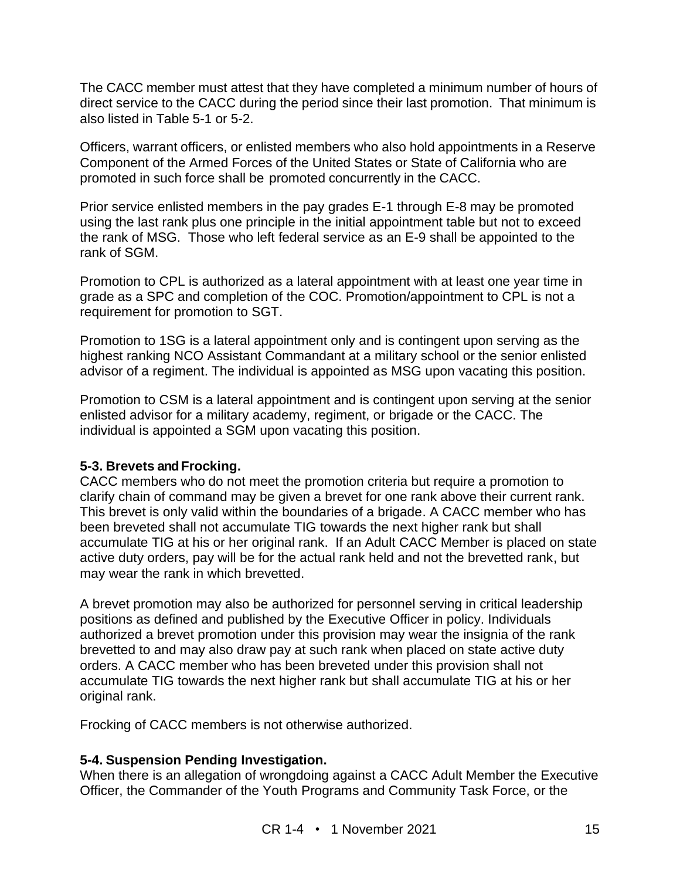The CACC member must attest that they have completed a minimum number of hours of direct service to the CACC during the period since their last promotion. That minimum is also listed in Table 5-1 or 5-2.

Officers, warrant officers, or enlisted members who also hold appointments in a Reserve Component of the Armed Forces of the United States or State of California who are promoted in such force shall be promoted concurrently in the CACC.

Prior service enlisted members in the pay grades E-1 through E-8 may be promoted using the last rank plus one principle in the initial appointment table but not to exceed the rank of MSG. Those who left federal service as an E-9 shall be appointed to the rank of SGM.

Promotion to CPL is authorized as a lateral appointment with at least one year time in grade as a SPC and completion of the COC. Promotion/appointment to CPL is not a requirement for promotion to SGT.

Promotion to 1SG is a lateral appointment only and is contingent upon serving as the highest ranking NCO Assistant Commandant at a military school or the senior enlisted advisor of a regiment. The individual is appointed as MSG upon vacating this position.

Promotion to CSM is a lateral appointment and is contingent upon serving at the senior enlisted advisor for a military academy, regiment, or brigade or the CACC. The individual is appointed a SGM upon vacating this position.

**5-3. Brevets and Frocking.**
CACC members who do not meet the promotion criteria but require a promotion to clarify chain of command may be given a brevet for one rank above their current rank. This brevet is only valid within the boundaries of a brigade. A CACC member who has been breveted shall not accumulate TIG towards the next higher rank but shall accumulate TIG at his or her original rank. If an Adult CACC Member is placed on state active duty orders, pay will be for the actual rank held and not the brevetted rank, but may wear the rank in which brevetted.

A brevet promotion may also be authorized for personnel serving in critical leadership positions as defined and published by the Executive Officer in policy. Individuals authorized a brevet promotion under this provision may wear the insignia of the rank brevetted to and may also draw pay at such rank when placed on state active duty orders. A CACC member who has been breveted under this provision shall not accumulate TIG towards the next higher rank but shall accumulate TIG at his or her original rank.

Frocking of CACC members is not otherwise authorized.

**5-4. Suspension Pending Investigation.**
When there is an allegation of wrongdoing against a CACC Adult Member the Executive Officer, the Commander of the Youth Programs and Community Task Force, or the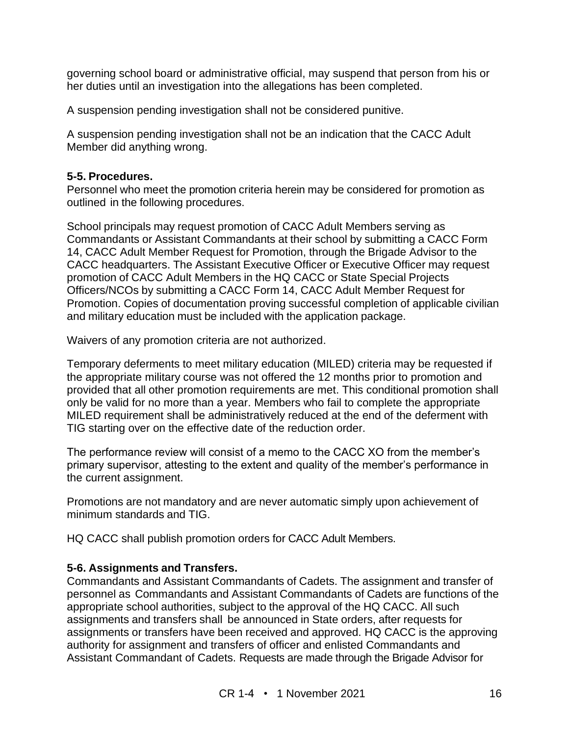governing school board or administrative official, may suspend that person from his or her duties until an investigation into the allegations has been completed.

A suspension pending investigation shall not be considered punitive.

A suspension pending investigation shall not be an indication that the CACC Adult Member did anything wrong.

**5-5. Procedures.**
Personnel who meet the promotion criteria herein may be considered for promotion as outlined in the following procedures.

School principals may request promotion of CACC Adult Members serving as Commandants or Assistant Commandants at their school by submitting a CACC Form 14, CACC Adult Member Request for Promotion, through the Brigade Advisor to the CACC headquarters. The Assistant Executive Officer or Executive Officer may request promotion of CACC Adult Members in the HQ CACC or State Special Projects Officers/NCOs by submitting a CACC Form 14, CACC Adult Member Request for Promotion. Copies of documentation proving successful completion of applicable civilian and military education must be included with the application package.

Waivers of any promotion criteria are not authorized.

Temporary deferments to meet military education (MILED) criteria may be requested if the appropriate military course was not offered the 12 months prior to promotion and provided that all other promotion requirements are met. This conditional promotion shall only be valid for no more than a year. Members who fail to complete the appropriate MILED requirement shall be administratively reduced at the end of the deferment with TIG starting over on the effective date of the reduction order.

The performance review will consist of a memo to the CACC XO from the member's primary supervisor, attesting to the extent and quality of the member's performance in the current assignment.

Promotions are not mandatory and are never automatic simply upon achievement of minimum standards and TIG.

HQ CACC shall publish promotion orders for CACC Adult Members.

**5-6. Assignments and Transfers.**
Commandants and Assistant Commandants of Cadets. The assignment and transfer of personnel as Commandants and Assistant Commandants of Cadets are functions of the appropriate school authorities, subject to the approval of the HQ CACC. All such assignments and transfers shall be announced in State orders, after requests for assignments or transfers have been received and approved. HQ CACC is the approving authority for assignment and transfers of officer and enlisted Commandants and Assistant Commandant of Cadets. Requests are made through the Brigade Advisor for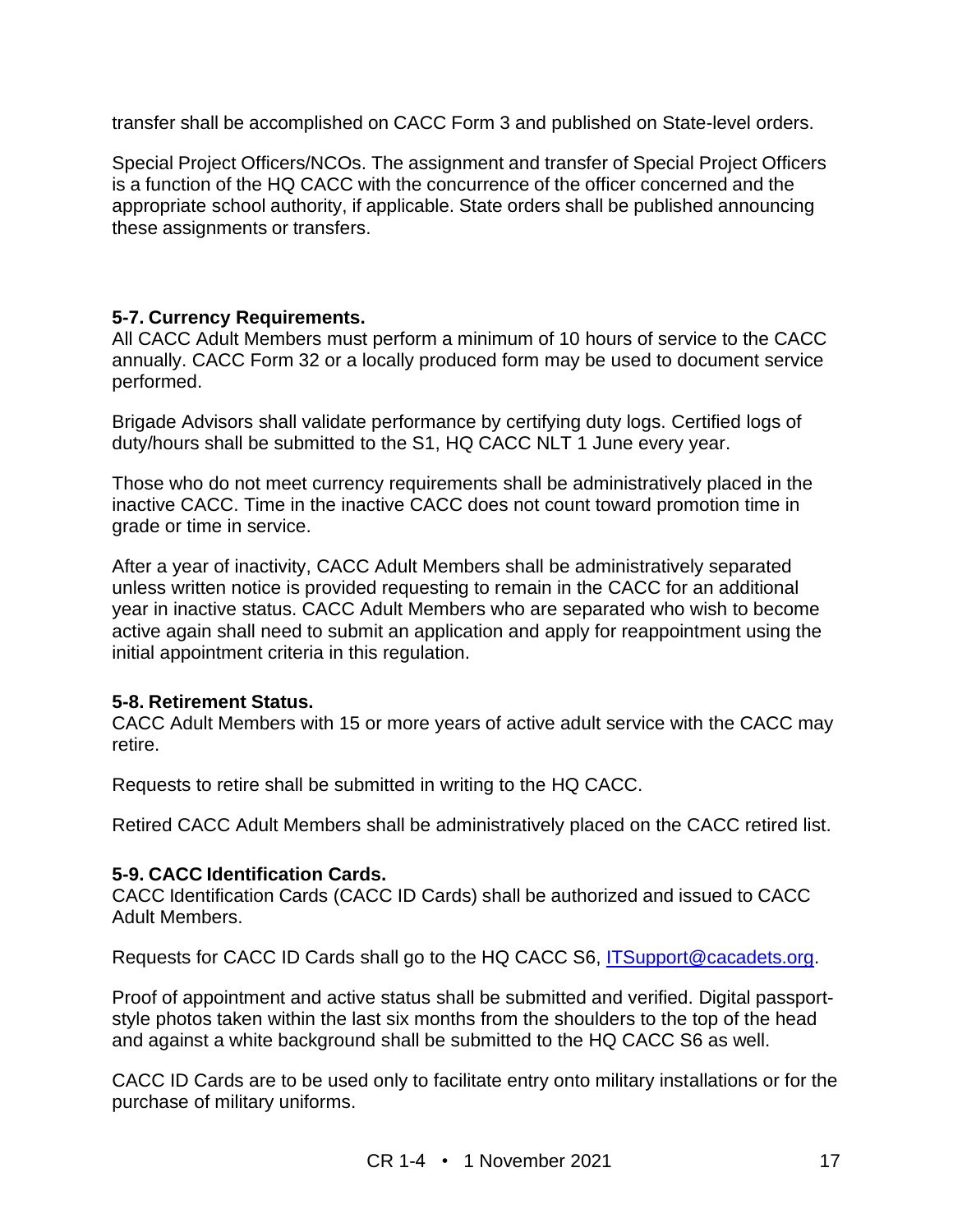transfer shall be accomplished on CACC Form 3 and published on State-level orders.

Special Project Officers/NCOs. The assignment and transfer of Special Project Officers is a function of the HQ CACC with the concurrence of the officer concerned and the appropriate school authority, if applicable. State orders shall be published announcing these assignments or transfers.

**5-7. Currency Requirements.**
All CACC Adult Members must perform a minimum of 10 hours of service to the CACC annually. CACC Form 32 or a locally produced form may be used to document service performed.

Brigade Advisors shall validate performance by certifying duty logs. Certified logs of duty/hours shall be submitted to the S1, HQ CACC NLT 1 June every year.

Those who do not meet currency requirements shall be administratively placed in the inactive CACC. Time in the inactive CACC does not count toward promotion time in grade or time in service.

After a year of inactivity, CACC Adult Members shall be administratively separated unless written notice is provided requesting to remain in the CACC for an additional year in inactive status. CACC Adult Members who are separated who wish to become active again shall need to submit an application and apply for reappointment using the initial appointment criteria in this regulation.

**5-8. Retirement Status.**
CACC Adult Members with 15 or more years of active adult service with the CACC may retire.

Requests to retire shall be submitted in writing to the HQ CACC.

Retired CACC Adult Members shall be administratively placed on the CACC retired list.

**5-9. CACC Identification Cards.**
CACC Identification Cards (CACC ID Cards) shall be authorized and issued to CACC Adult Members.

Requests for CACC ID Cards shall go to the HQ CACC S6, ITSupport@cacadets.org.

Proof of appointment and active status shall be submitted and verified. Digital passport-style photos taken within the last six months from the shoulders to the top of the head and against a white background shall be submitted to the HQ CACC S6 as well.

CACC ID Cards are to be used only to facilitate entry onto military installations or for the purchase of military uniforms.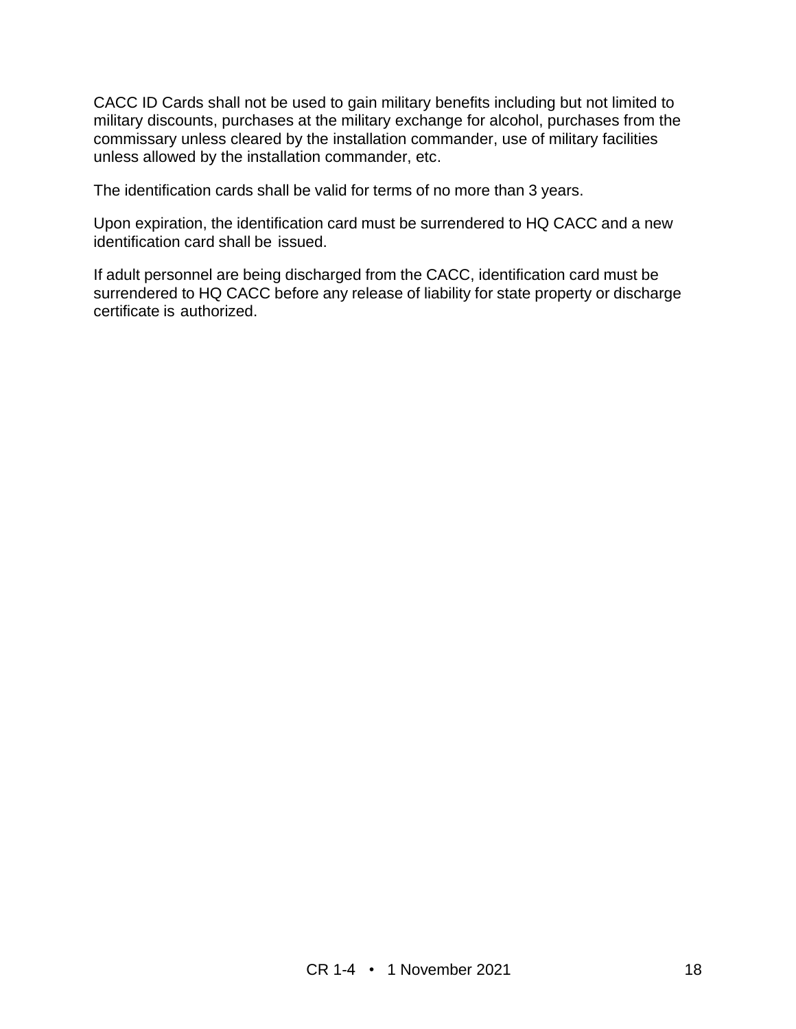CACC ID Cards shall not be used to gain military benefits including but not limited to military discounts, purchases at the military exchange for alcohol, purchases from the commissary unless cleared by the installation commander, use of military facilities unless allowed by the installation commander, etc.

The identification cards shall be valid for terms of no more than 3 years.

Upon expiration, the identification card must be surrendered to HQ CACC and a new identification card shall be issued.

If adult personnel are being discharged from the CACC, identification card must be surrendered to HQ CACC before any release of liability for state property or discharge certificate is authorized.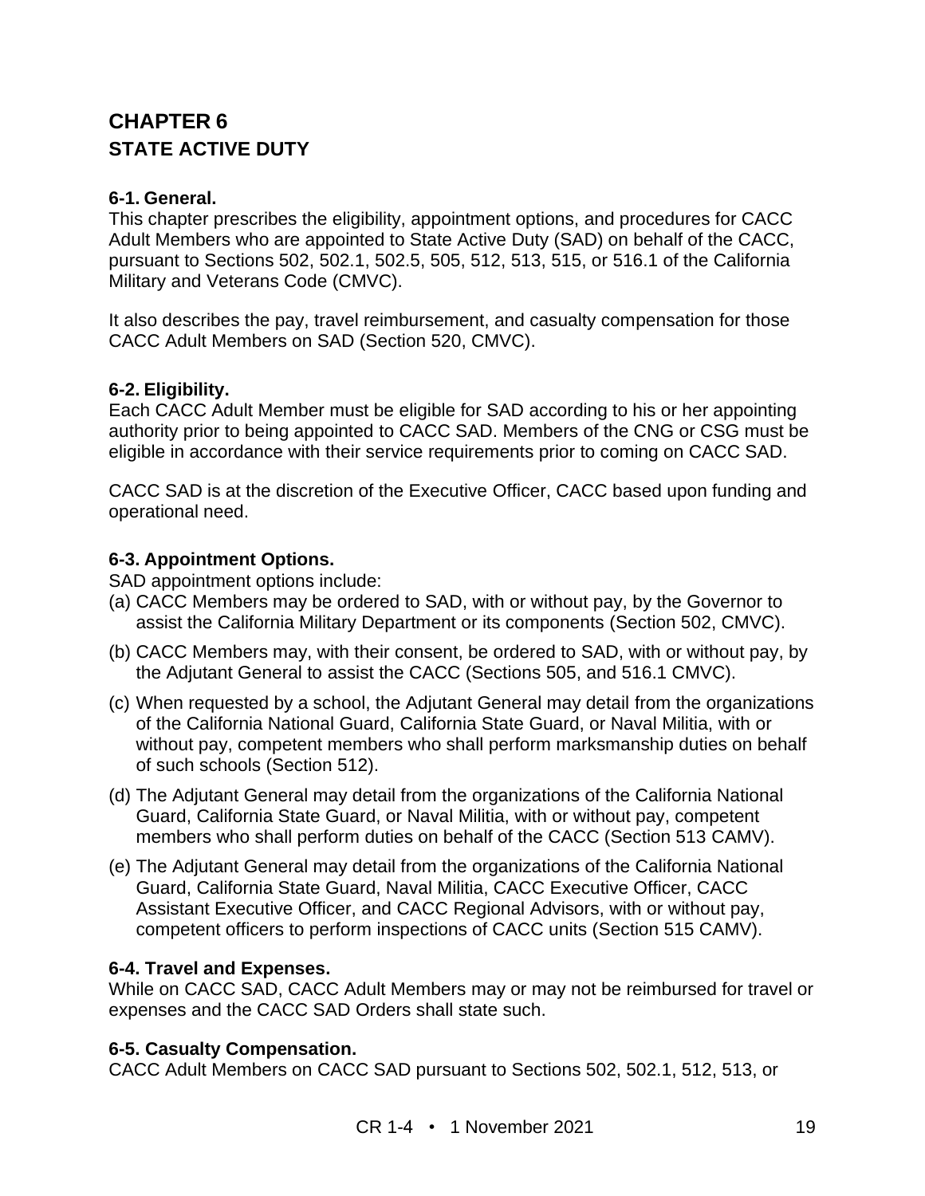# CHAPTER 6
## STATE ACTIVE DUTY

### 6-1. General.
This chapter prescribes the eligibility, appointment options, and procedures for CACC Adult Members who are appointed to State Active Duty (SAD) on behalf of the CACC, pursuant to Sections 502, 502.1, 502.5, 505, 512, 513, 515, or 516.1 of the California Military and Veterans Code (CMVC).

It also describes the pay, travel reimbursement, and casualty compensation for those CACC Adult Members on SAD (Section 520, CMVC).

### 6-2. Eligibility.
Each CACC Adult Member must be eligible for SAD according to his or her appointing authority prior to being appointed to CACC SAD. Members of the CNG or CSG must be eligible in accordance with their service requirements prior to coming on CACC SAD.

CACC SAD is at the discretion of the Executive Officer, CACC based upon funding and operational need.

### 6-3. Appointment Options.
SAD appointment options include:

(a) CACC Members may be ordered to SAD, with or without pay, by the Governor to assist the California Military Department or its components (Section 502, CMVC).

(b) CACC Members may, with their consent, be ordered to SAD, with or without pay, by the Adjutant General to assist the CACC (Sections 505, and 516.1 CMVC).

(c) When requested by a school, the Adjutant General may detail from the organizations of the California National Guard, California State Guard, or Naval Militia, with or without pay, competent members who shall perform marksmanship duties on behalf of such schools (Section 512).

(d) The Adjutant General may detail from the organizations of the California National Guard, California State Guard, or Naval Militia, with or without pay, competent members who shall perform duties on behalf of the CACC (Section 513 CAMV).

(e) The Adjutant General may detail from the organizations of the California National Guard, California State Guard, Naval Militia, CACC Executive Officer, CACC Assistant Executive Officer, and CACC Regional Advisors, with or without pay, competent officers to perform inspections of CACC units (Section 515 CAMV).

### 6-4. Travel and Expenses.
While on CACC SAD, CACC Adult Members may or may not be reimbursed for travel or expenses and the CACC SAD Orders shall state such.

### 6-5. Casualty Compensation.
CACC Adult Members on CACC SAD pursuant to Sections 502, 502.1, 512, 513, or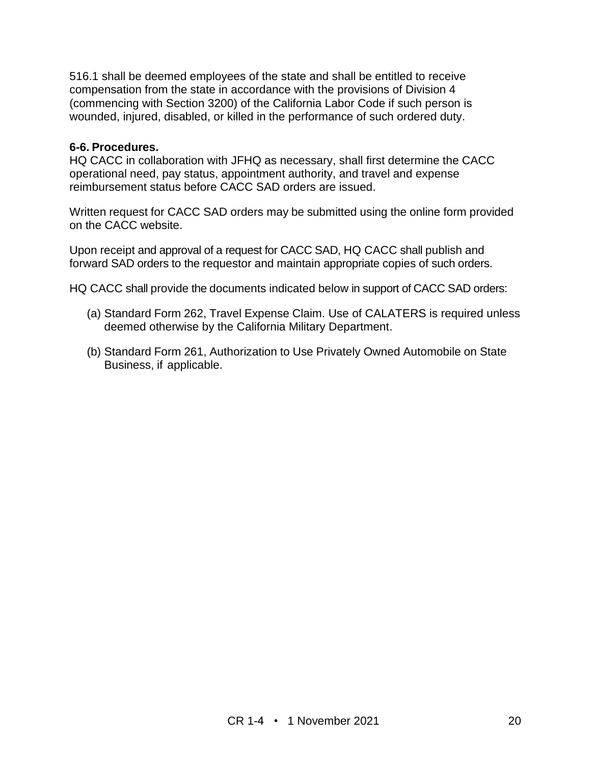516.1 shall be deemed employees of the state and shall be entitled to receive compensation from the state in accordance with the provisions of Division 4 (commencing with Section 3200) of the California Labor Code if such person is wounded, injured, disabled, or killed in the performance of such ordered duty.

**6-6. Procedures.**

HQ CACC in collaboration with JFHQ as necessary, shall first determine the CACC operational need, pay status, appointment authority, and travel and expense reimbursement status before CACC SAD orders are issued.

Written request for CACC SAD orders may be submitted using the online form provided on the CACC website.

Upon receipt and approval of a request for CACC SAD, HQ CACC shall publish and forward SAD orders to the requestor and maintain appropriate copies of such orders.

HQ CACC shall provide the documents indicated below in support of CACC SAD orders:

(a) Standard Form 262, Travel Expense Claim. Use of CALATERS is required unless deemed otherwise by the California Military Department.

(b) Standard Form 261, Authorization to Use Privately Owned Automobile on State Business, if applicable.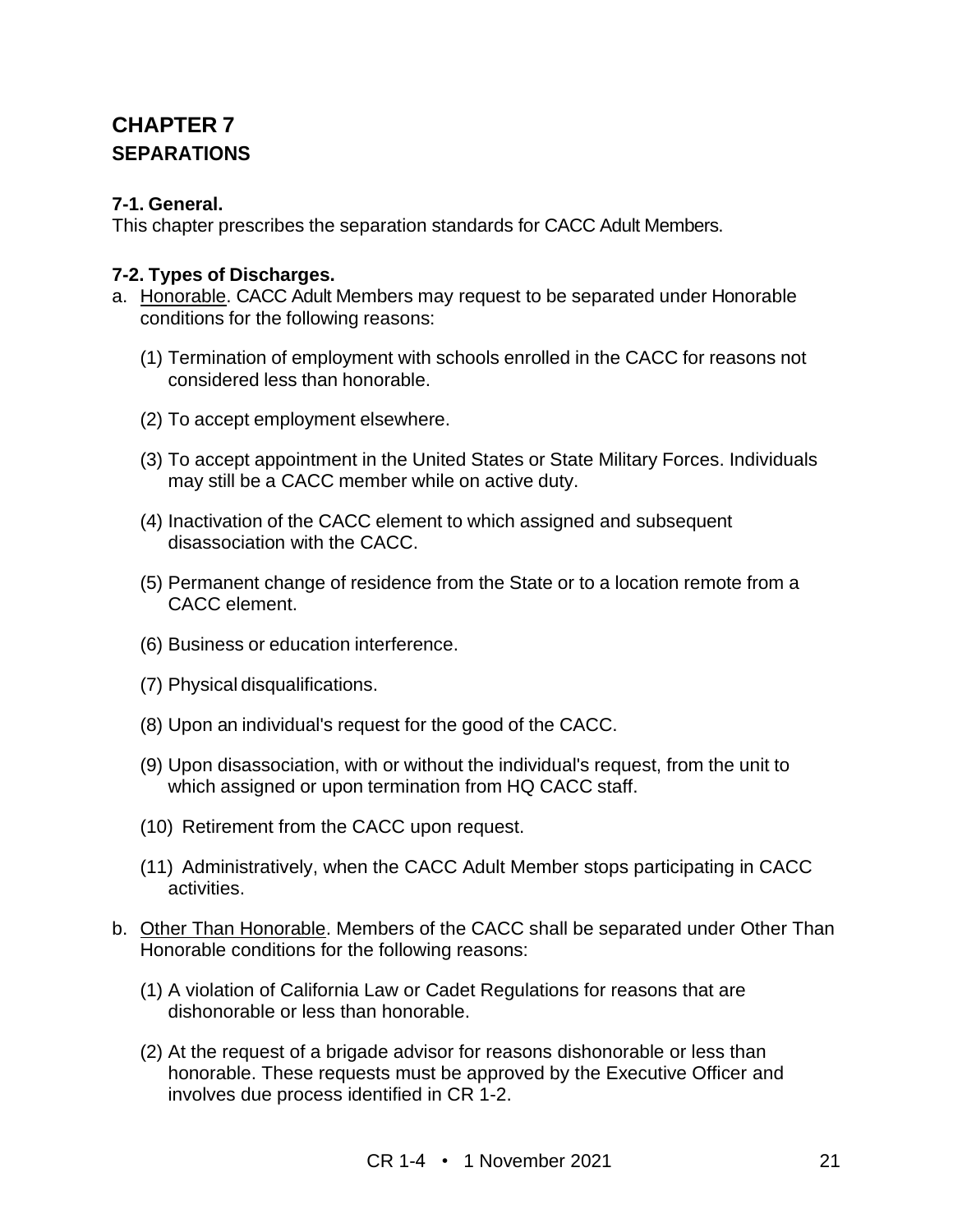# CHAPTER 7
## SEPARATIONS

### 7-1. General.

This chapter prescribes the separation standards for CACC Adult Members.

### 7-2. Types of Discharges.

a. Honorable. CACC Adult Members may request to be separated under Honorable conditions for the following reasons:

   (1) Termination of employment with schools enrolled in the CACC for reasons not considered less than honorable.

   (2) To accept employment elsewhere.

   (3) To accept appointment in the United States or State Military Forces. Individuals may still be a CACC member while on active duty.

   (4) Inactivation of the CACC element to which assigned and subsequent disassociation with the CACC.

   (5) Permanent change of residence from the State or to a location remote from a CACC element.

   (6) Business or education interference.

   (7) Physical disqualifications.

   (8) Upon an individual's request for the good of the CACC.

   (9) Upon disassociation, with or without the individual's request, from the unit to which assigned or upon termination from HQ CACC staff.

   (10) Retirement from the CACC upon request.

   (11) Administratively, when the CACC Adult Member stops participating in CACC activities.

b. Other Than Honorable. Members of the CACC shall be separated under Other Than Honorable conditions for the following reasons:

   (1) A violation of California Law or Cadet Regulations for reasons that are dishonorable or less than honorable.

   (2) At the request of a brigade advisor for reasons dishonorable or less than honorable. These requests must be approved by the Executive Officer and involves due process identified in CR 1-2.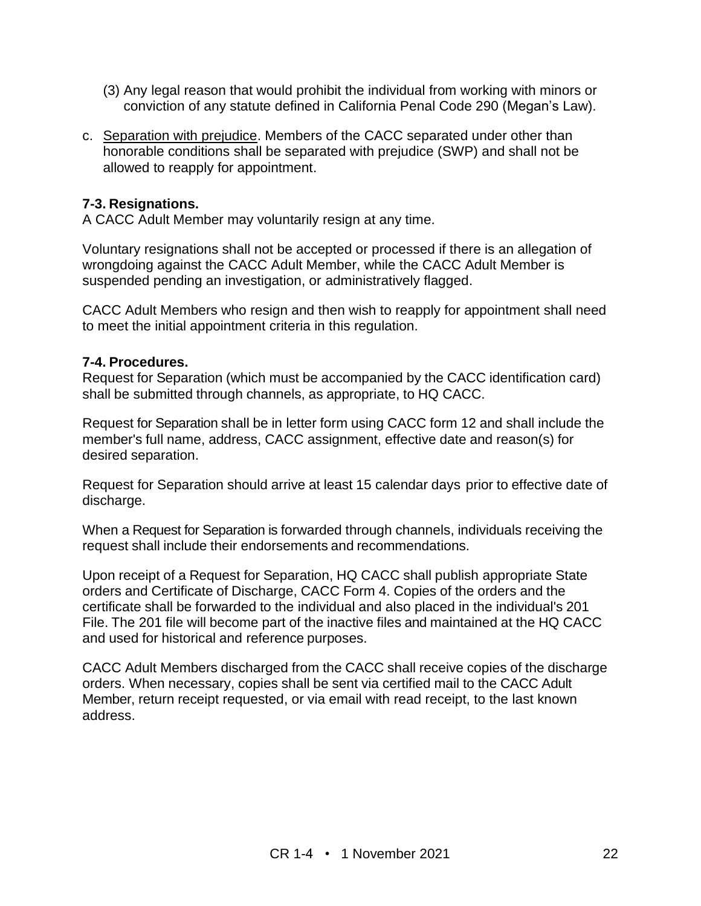(3) Any legal reason that would prohibit the individual from working with minors or conviction of any statute defined in California Penal Code 290 (Megan's Law).

c. Separation with prejudice. Members of the CACC separated under other than honorable conditions shall be separated with prejudice (SWP) and shall not be allowed to reapply for appointment.

**7-3. Resignations.**
A CACC Adult Member may voluntarily resign at any time.

Voluntary resignations shall not be accepted or processed if there is an allegation of wrongdoing against the CACC Adult Member, while the CACC Adult Member is suspended pending an investigation, or administratively flagged.

CACC Adult Members who resign and then wish to reapply for appointment shall need to meet the initial appointment criteria in this regulation.

**7-4. Procedures.**
Request for Separation (which must be accompanied by the CACC identification card) shall be submitted through channels, as appropriate, to HQ CACC.

Request for Separation shall be in letter form using CACC form 12 and shall include the member's full name, address, CACC assignment, effective date and reason(s) for desired separation.

Request for Separation should arrive at least 15 calendar days prior to effective date of discharge.

When a Request for Separation is forwarded through channels, individuals receiving the request shall include their endorsements and recommendations.

Upon receipt of a Request for Separation, HQ CACC shall publish appropriate State orders and Certificate of Discharge, CACC Form 4. Copies of the orders and the certificate shall be forwarded to the individual and also placed in the individual's 201 File. The 201 file will become part of the inactive files and maintained at the HQ CACC and used for historical and reference purposes.

CACC Adult Members discharged from the CACC shall receive copies of the discharge orders. When necessary, copies shall be sent via certified mail to the CACC Adult Member, return receipt requested, or via email with read receipt, to the last known address.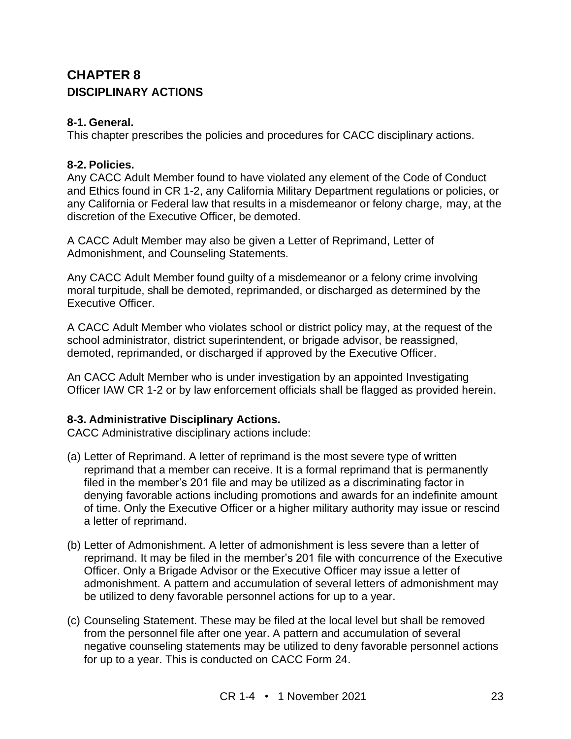# CHAPTER 8
## DISCIPLINARY ACTIONS

### 8-1. General.
This chapter prescribes the policies and procedures for CACC disciplinary actions.

### 8-2. Policies.
Any CACC Adult Member found to have violated any element of the Code of Conduct and Ethics found in CR 1-2, any California Military Department regulations or policies, or any California or Federal law that results in a misdemeanor or felony charge, may, at the discretion of the Executive Officer, be demoted.

A CACC Adult Member may also be given a Letter of Reprimand, Letter of Admonishment, and Counseling Statements.

Any CACC Adult Member found guilty of a misdemeanor or a felony crime involving moral turpitude, shall be demoted, reprimanded, or discharged as determined by the Executive Officer.

A CACC Adult Member who violates school or district policy may, at the request of the school administrator, district superintendent, or brigade advisor, be reassigned, demoted, reprimanded, or discharged if approved by the Executive Officer.

An CACC Adult Member who is under investigation by an appointed Investigating Officer IAW CR 1-2 or by law enforcement officials shall be flagged as provided herein.

### 8-3. Administrative Disciplinary Actions.
CACC Administrative disciplinary actions include:

(a) Letter of Reprimand. A letter of reprimand is the most severe type of written reprimand that a member can receive. It is a formal reprimand that is permanently filed in the member's 201 file and may be utilized as a discriminating factor in denying favorable actions including promotions and awards for an indefinite amount of time. Only the Executive Officer or a higher military authority may issue or rescind a letter of reprimand.

(b) Letter of Admonishment. A letter of admonishment is less severe than a letter of reprimand. It may be filed in the member's 201 file with concurrence of the Executive Officer. Only a Brigade Advisor or the Executive Officer may issue a letter of admonishment. A pattern and accumulation of several letters of admonishment may be utilized to deny favorable personnel actions for up to a year.

(c) Counseling Statement. These may be filed at the local level but shall be removed from the personnel file after one year. A pattern and accumulation of several negative counseling statements may be utilized to deny favorable personnel actions for up to a year. This is conducted on CACC Form 24.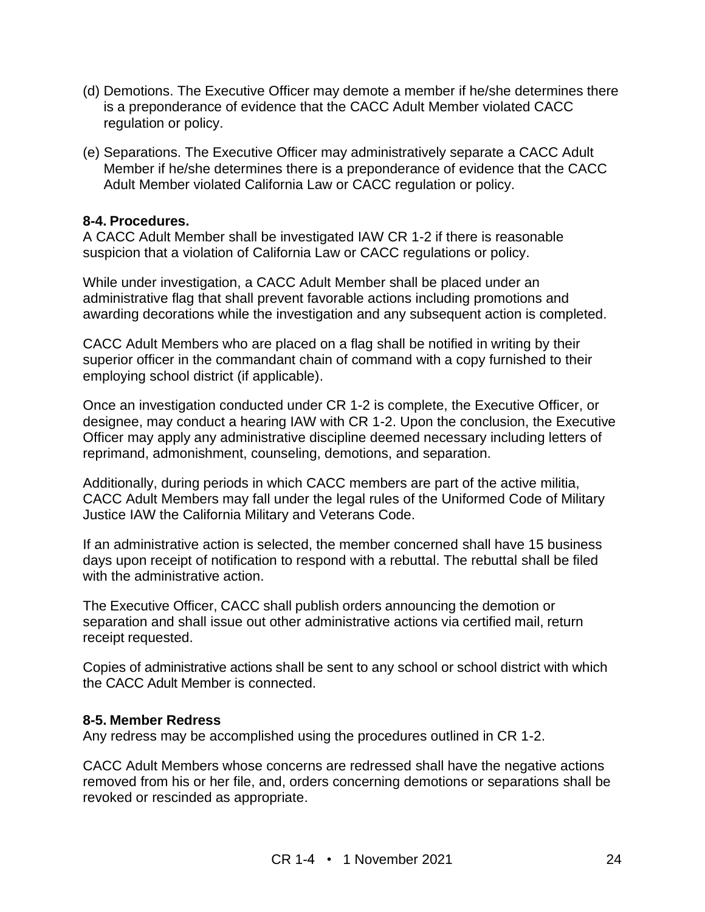(d) Demotions. The Executive Officer may demote a member if he/she determines there is a preponderance of evidence that the CACC Adult Member violated CACC regulation or policy.

(e) Separations. The Executive Officer may administratively separate a CACC Adult Member if he/she determines there is a preponderance of evidence that the CACC Adult Member violated California Law or CACC regulation or policy.

**8-4. Procedures.**
A CACC Adult Member shall be investigated IAW CR 1-2 if there is reasonable suspicion that a violation of California Law or CACC regulations or policy.

While under investigation, a CACC Adult Member shall be placed under an administrative flag that shall prevent favorable actions including promotions and awarding decorations while the investigation and any subsequent action is completed.

CACC Adult Members who are placed on a flag shall be notified in writing by their superior officer in the commandant chain of command with a copy furnished to their employing school district (if applicable).

Once an investigation conducted under CR 1-2 is complete, the Executive Officer, or designee, may conduct a hearing IAW with CR 1-2. Upon the conclusion, the Executive Officer may apply any administrative discipline deemed necessary including letters of reprimand, admonishment, counseling, demotions, and separation.

Additionally, during periods in which CACC members are part of the active militia, CACC Adult Members may fall under the legal rules of the Uniformed Code of Military Justice IAW the California Military and Veterans Code.

If an administrative action is selected, the member concerned shall have 15 business days upon receipt of notification to respond with a rebuttal. The rebuttal shall be filed with the administrative action.

The Executive Officer, CACC shall publish orders announcing the demotion or separation and shall issue out other administrative actions via certified mail, return receipt requested.

Copies of administrative actions shall be sent to any school or school district with which the CACC Adult Member is connected.

**8-5. Member Redress**
Any redress may be accomplished using the procedures outlined in CR 1-2.

CACC Adult Members whose concerns are redressed shall have the negative actions removed from his or her file, and, orders concerning demotions or separations shall be revoked or rescinded as appropriate.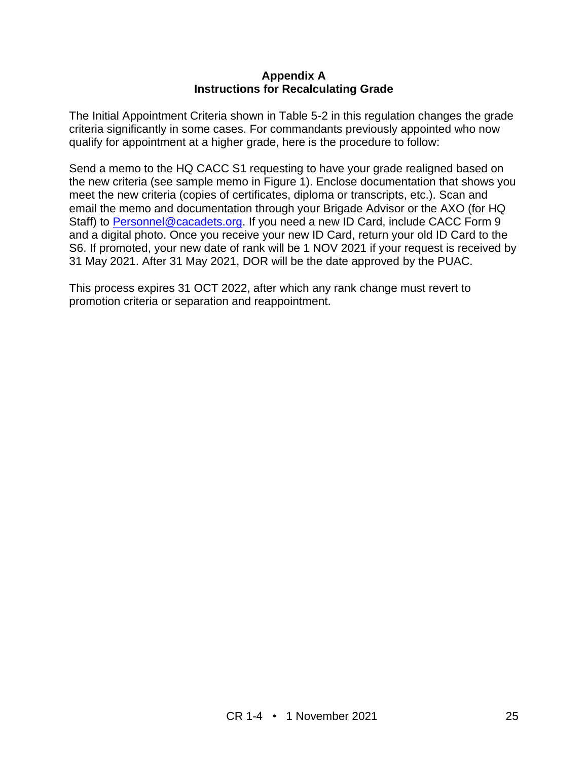# Appendix A
# Instructions for Recalculating Grade

The Initial Appointment Criteria shown in Table 5-2 in this regulation changes the grade criteria significantly in some cases. For commandants previously appointed who now qualify for appointment at a higher grade, here is the procedure to follow:

Send a memo to the HQ CACC S1 requesting to have your grade realigned based on the new criteria (see sample memo in Figure 1). Enclose documentation that shows you meet the new criteria (copies of certificates, diploma or transcripts, etc.). Scan and email the memo and documentation through your Brigade Advisor or the AXO (for HQ Staff) to [Personnel@cacadets.org](mailto:Personnel@cacadets.org). If you need a new ID Card, include CACC Form 9 and a digital photo. Once you receive your new ID Card, return your old ID Card to the S6. If promoted, your new date of rank will be 1 NOV 2021 if your request is received by 31 May 2021. After 31 May 2021, DOR will be the date approved by the PUAC.

This process expires 31 OCT 2022, after which any rank change must revert to promotion criteria or separation and reappointment.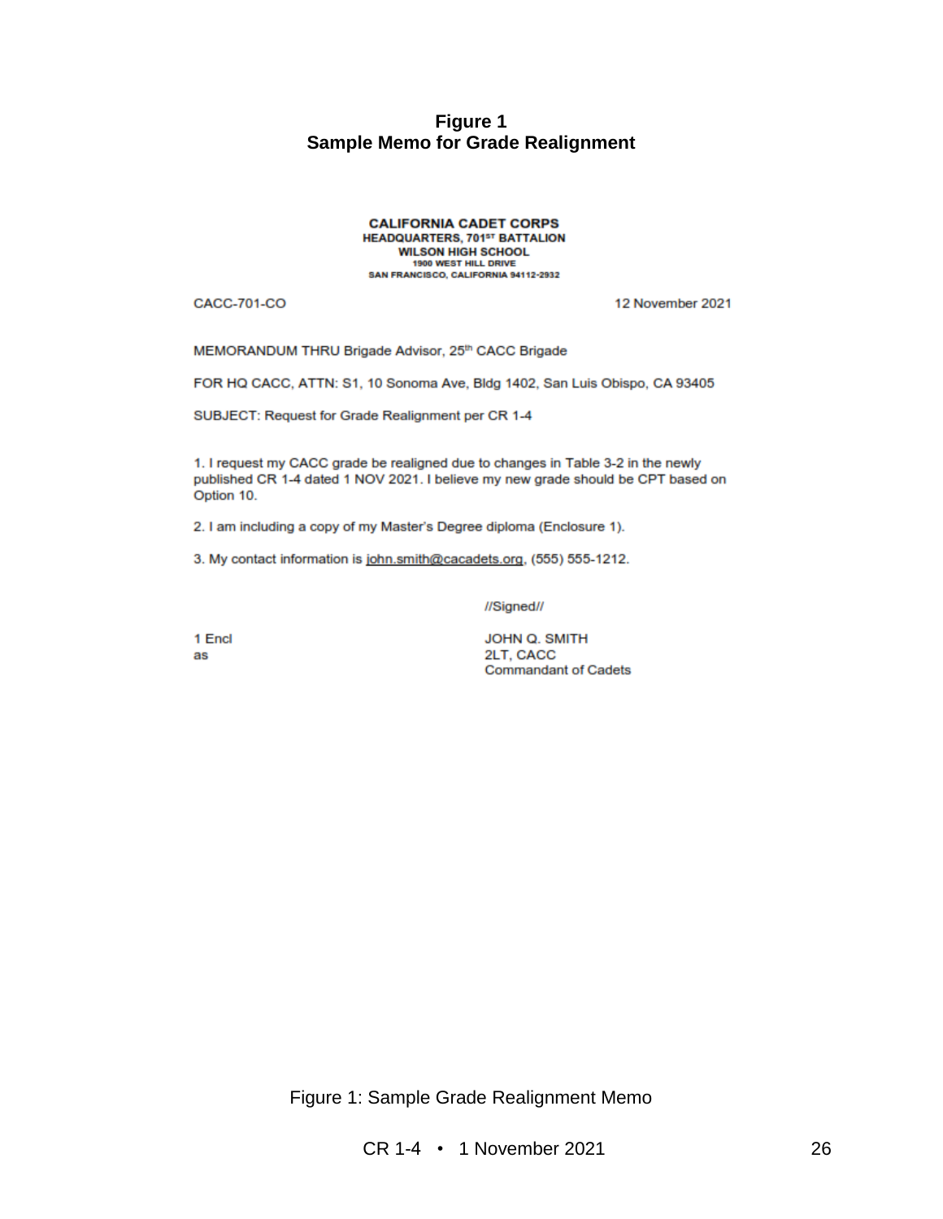**Figure 1**
**Sample Memo for Grade Realignment**

**CALIFORNIA CADET CORPS**
**HEADQUARTERS, 701ST BATTALION**
**WILSON HIGH SCHOOL**
**1900 WEST HILL DRIVE**
**SAN FRANCISCO, CALIFORNIA 94112-2932**

CACC-701-CO 12 November 2021

MEMORANDUM THRU Brigade Advisor, 25th CACC Brigade

FOR HQ CACC, ATTN: S1, 10 Sonoma Ave, Bldg 1402, San Luis Obispo, CA 93405

SUBJECT: Request for Grade Realignment per CR 1-4

1. I request my CACC grade be realigned due to changes in Table 3-2 in the newly published CR 1-4 dated 1 NOV 2021. I believe my new grade should be CPT based on Option 10.

2. I am including a copy of my Master's Degree diploma (Enclosure 1).

3. My contact information is john.smith@cacadets.org, (555) 555-1212.

//Signed//

1 Encl
as

JOHN Q. SMITH
2LT, CACC
Commandant of Cadets

Figure 1: Sample Grade Realignment Memo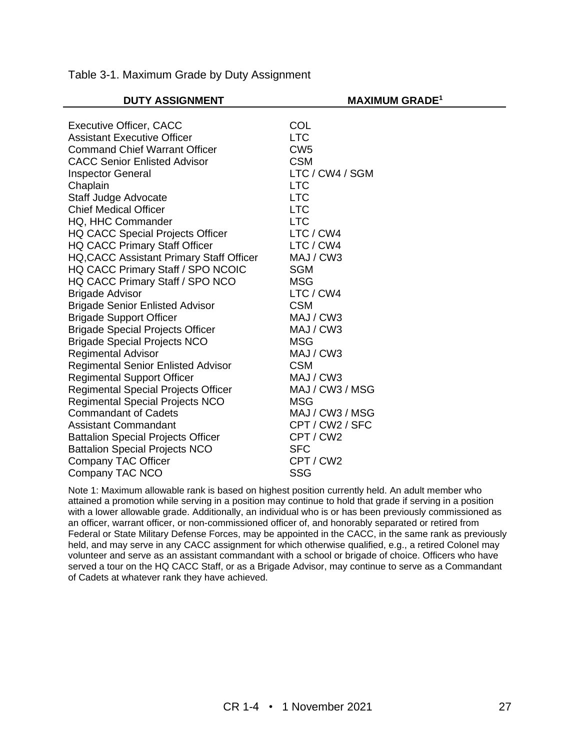Table 3-1. Maximum Grade by Duty Assignment

| DUTY ASSIGNMENT | MAXIMUM GRADE[1] |
|---|---|
| Executive Officer, CACC | COL |
| Assistant Executive Officer | LTC |
| Command Chief Warrant Officer | CW5 |
| CACC Senior Enlisted Advisor | CSM |
| Inspector General | LTC / CW4 / SGM |
| Chaplain | LTC |
| Staff Judge Advocate | LTC |
| Chief Medical Officer | LTC |
| HQ, HHC Commander | LTC |
| HQ CACC Special Projects Officer | LTC / CW4 |
| HQ CACC Primary Staff Officer | LTC / CW4 |
| HQ,CACC Assistant Primary Staff Officer | MAJ / CW3 |
| HQ CACC Primary Staff / SPO NCOIC | SGM |
| HQ CACC Primary Staff / SPO NCO | MSG |
| Brigade Advisor | LTC / CW4 |
| Brigade Senior Enlisted Advisor | CSM |
| Brigade Support Officer | MAJ / CW3 |
| Brigade Special Projects Officer | MAJ / CW3 |
| Brigade Special Projects NCO | MSG |
| Regimental Advisor | MAJ / CW3 |
| Regimental Senior Enlisted Advisor | CSM |
| Regimental Support Officer | MAJ / CW3 |
| Regimental Special Projects Officer | MAJ / CW3 / MSG |
| Regimental Special Projects NCO | MSG |
| Commandant of Cadets | MAJ / CW3 / MSG |
| Assistant Commandant | CPT / CW2 / SFC |
| Battalion Special Projects Officer | CPT / CW2 |
| Battalion Special Projects NCO | SFC |
| Company TAC Officer | CPT / CW2 |
| Company TAC NCO | SSG |

Note 1: Maximum allowable rank is based on highest position currently held. An adult member who attained a promotion while serving in a position may continue to hold that grade if serving in a position with a lower allowable grade. Additionally, an individual who is or has been previously commissioned as an officer, warrant officer, or non-commissioned officer of, and honorably separated or retired from Federal or State Military Defense Forces, may be appointed in the CACC, in the same rank as previously held, and may serve in any CACC assignment for which otherwise qualified, e.g., a retired Colonel may volunteer and serve as an assistant commandant with a school or brigade of choice. Officers who have served a tour on the HQ CACC Staff, or as a Brigade Advisor, may continue to serve as a Commandant of Cadets at whatever rank they have achieved.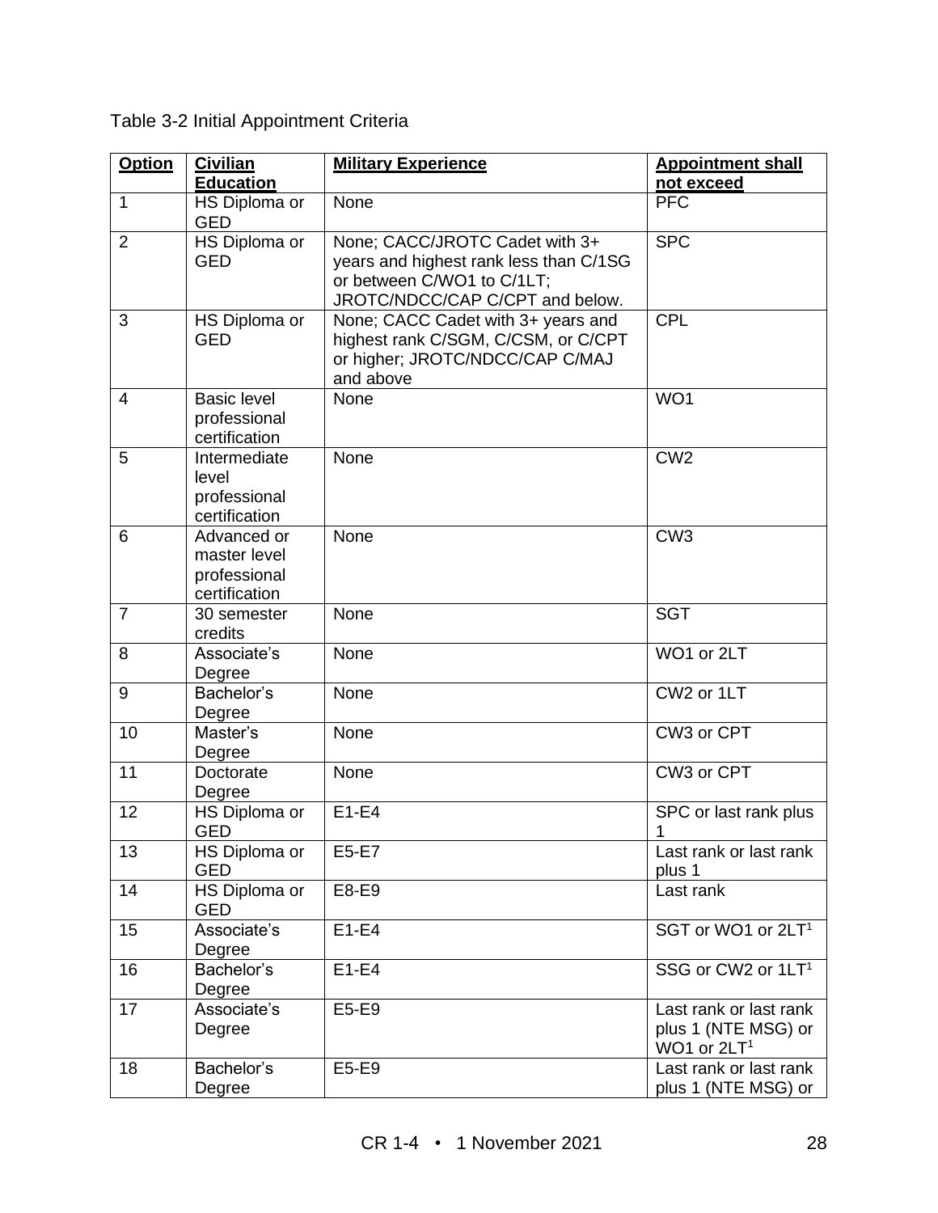Table 3-2 Initial Appointment Criteria

| Option | Civilian Education | Military Experience | Appointment shall not exceed |
|---|---|---|---|
| 1 | HS Diploma or GED | None | PFC |
| 2 | HS Diploma or GED | None; CACC/JROTC Cadet with 3+ years and highest rank less than C/1SG or between C/WO1 to C/1LT; JROTC/NDCC/CAP C/CPT and below. | SPC |
| 3 | HS Diploma or GED | None; CACC Cadet with 3+ years and highest rank C/SGM, C/CSM, or C/CPT or higher; JROTC/NDCC/CAP C/MAJ and above | CPL |
| 4 | Basic level professional certification | None | WO1 |
| 5 | Intermediate level professional certification | None | CW2 |
| 6 | Advanced or master level professional certification | None | CW3 |
| 7 | 30 semester credits | None | SGT |
| 8 | Associate's Degree | None | WO1 or 2LT |
| 9 | Bachelor's Degree | None | CW2 or 1LT |
| 10 | Master's Degree | None | CW3 or CPT |
| 11 | Doctorate Degree | None | CW3 or CPT |
| 12 | HS Diploma or GED | E1-E4 | SPC or last rank plus 1 |
| 13 | HS Diploma or GED | E5-E7 | Last rank or last rank plus 1 |
| 14 | HS Diploma or GED | E8-E9 | Last rank |
| 15 | Associate's Degree | E1-E4 | SGT or WO1 or 2LT[1] |
| 16 | Bachelor's Degree | E1-E4 | SSG or CW2 or 1LT[1] |
| 17 | Associate's Degree | E5-E9 | Last rank or last rank plus 1 (NTE MSG) or WO1 or 2LT[1] |
| 18 | Bachelor's Degree | E5-E9 | Last rank or last rank plus 1 (NTE MSG) or |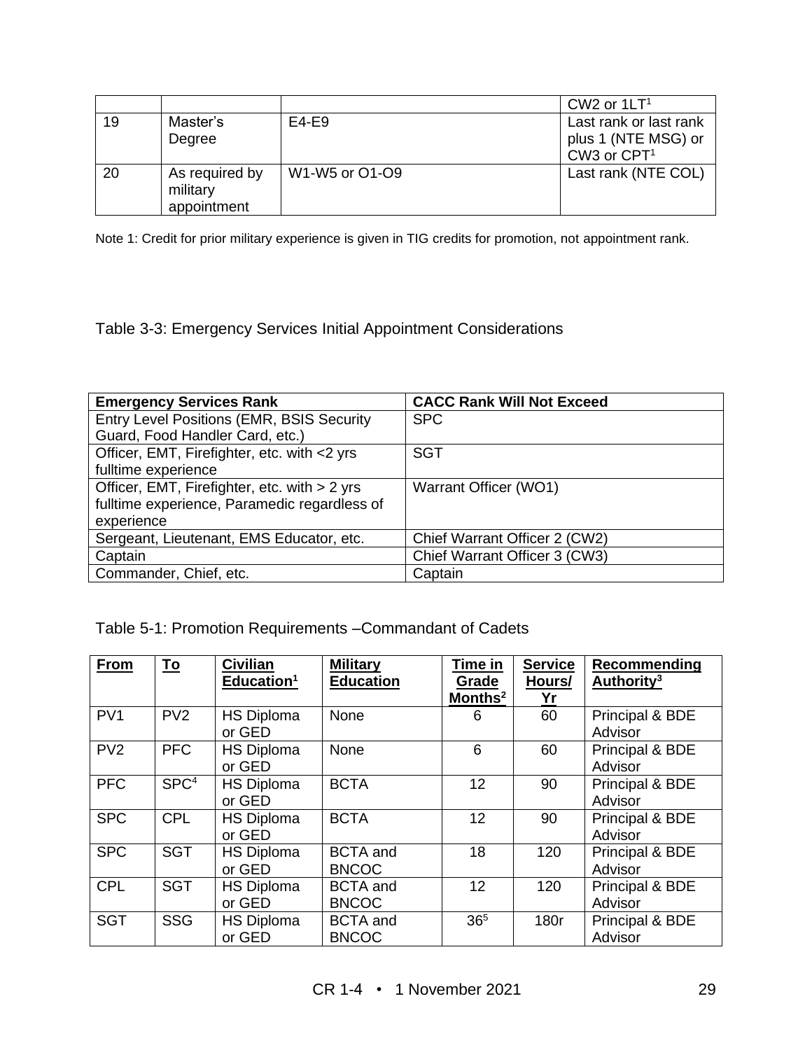| | | | CW2 or 1LT[1] |
|---|---|---|---|
| 19 | Master's Degree | E4-E9 | Last rank or last rank plus 1 (NTE MSG) or CW3 or CPT[1] |
| 20 | As required by military appointment | W1-W5 or O1-O9 | Last rank (NTE COL) |

Note 1: Credit for prior military experience is given in TIG credits for promotion, not appointment rank.

Table 3-3: Emergency Services Initial Appointment Considerations

| Emergency Services Rank | CACC Rank Will Not Exceed |
|---|---|
| Entry Level Positions (EMR, BSIS Security Guard, Food Handler Card, etc.) | SPC |
| Officer, EMT, Firefighter, etc. with <2 yrs fulltime experience | SGT |
| Officer, EMT, Firefighter, etc. with > 2 yrs fulltime experience, Paramedic regardless of experience | Warrant Officer (WO1) |
| Sergeant, Lieutenant, EMS Educator, etc. | Chief Warrant Officer 2 (CW2) |
| Captain | Chief Warrant Officer 3 (CW3) |
| Commander, Chief, etc. | Captain |

Table 5-1: Promotion Requirements –Commandant of Cadets

| From | To | Civilian Education[1] | Military Education | Time in Grade Months[2] | Service Hours/ Yr | Recommending Authority[3] |
|---|---|---|---|---|---|---|
| PV1 | PV2 | HS Diploma or GED | None | 6 | 60 | Principal & BDE Advisor |
| PV2 | PFC | HS Diploma or GED | None | 6 | 60 | Principal & BDE Advisor |
| PFC | SPC[4] | HS Diploma or GED | BCTA | 12 | 90 | Principal & BDE Advisor |
| SPC | CPL | HS Diploma or GED | BCTA | 12 | 90 | Principal & BDE Advisor |
| SPC | SGT | HS Diploma or GED | BCTA and BNCOC | 18 | 120 | Principal & BDE Advisor |
| CPL | SGT | HS Diploma or GED | BCTA and BNCOC | 12 | 120 | Principal & BDE Advisor |
| SGT | SSG | HS Diploma or GED | BCTA and BNCOC | 36[5] | 180r | Principal & BDE Advisor |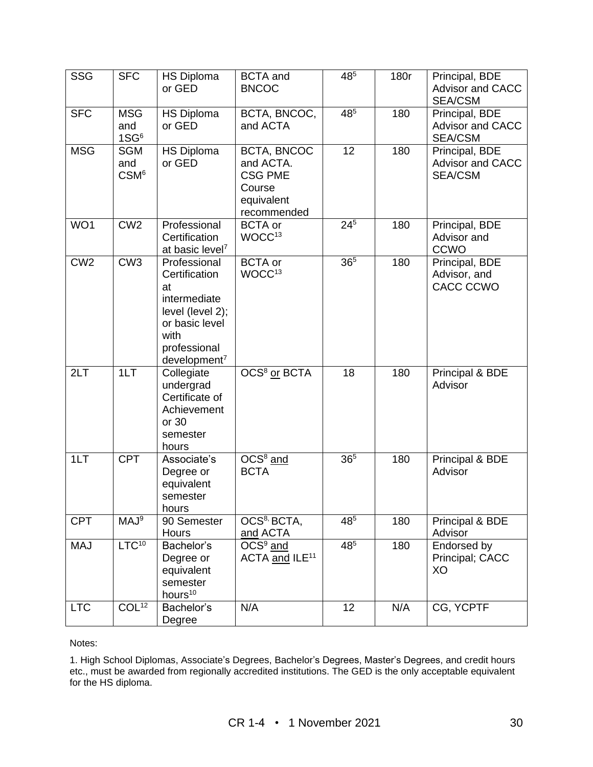| SSG | SFC | HS Diploma or GED | BCTA and BNCOC | 48[5] | 180r | Principal, BDE Advisor and CACC SEA/CSM |
|---|---|---|---|---|---|---|
| SFC | MSG and 1SG[6] | HS Diploma or GED | BCTA, BNCOC, and ACTA | 48[5] | 180 | Principal, BDE Advisor and CACC SEA/CSM |
| MSG | SGM and CSM[6] | HS Diploma or GED | BCTA, BNCOC and ACTA. CSG PME Course equivalent recommended | 12 | 180 | Principal, BDE Advisor and CACC SEA/CSM |
| WO1 | CW2 | Professional Certification at basic level[7] | BCTA or WOCC[13] | 24[5] | 180 | Principal, BDE Advisor and CCWO |
| CW2 | CW3 | Professional Certification at intermediate level (level 2); or basic level with professional development[7] | BCTA or WOCC[13] | 36[5] | 180 | Principal, BDE Advisor, and CACC CCWO |
| 2LT | 1LT | Collegiate undergrad Certificate of Achievement or 30 semester hours | OCS[8] or BCTA | 18 | 180 | Principal & BDE Advisor |
| 1LT | CPT | Associate's Degree or equivalent semester hours | OCS[8] and BCTA | 36[5] | 180 | Principal & BDE Advisor |
| CPT | MAJ[9] | 90 Semester Hours | OCS[8], BCTA, and ACTA | 48[5] | 180 | Principal & BDE Advisor |
| MAJ | LTC[10] | Bachelor's Degree or equivalent semester hours[10] | OCS[9] and ACTA and ILE[11] | 48[5] | 180 | Endorsed by Principal; CACC XO |
| LTC | COL[12] | Bachelor's Degree | N/A | 12 | N/A | CG, YCPTF |

Notes:

1. High School Diplomas, Associate's Degrees, Bachelor's Degrees, Master's Degrees, and credit hours etc., must be awarded from regionally accredited institutions. The GED is the only acceptable equivalent for the HS diploma.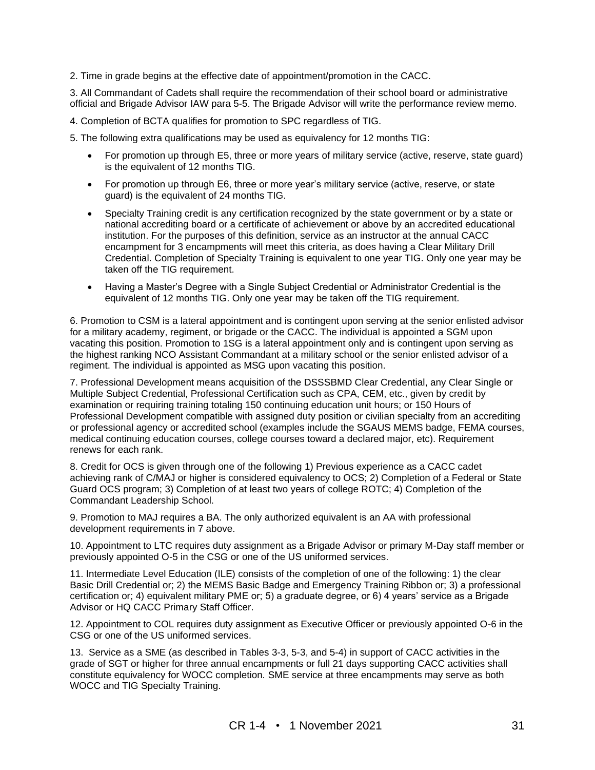2. Time in grade begins at the effective date of appointment/promotion in the CACC.

3. All Commandant of Cadets shall require the recommendation of their school board or administrative official and Brigade Advisor IAW para 5-5. The Brigade Advisor will write the performance review memo.

4. Completion of BCTA qualifies for promotion to SPC regardless of TIG.

5. The following extra qualifications may be used as equivalency for 12 months TIG:

- For promotion up through E5, three or more years of military service (active, reserve, state guard) is the equivalent of 12 months TIG.
- For promotion up through E6, three or more year's military service (active, reserve, or state guard) is the equivalent of 24 months TIG.
- Specialty Training credit is any certification recognized by the state government or by a state or national accrediting board or a certificate of achievement or above by an accredited educational institution. For the purposes of this definition, service as an instructor at the annual CACC encampment for 3 encampments will meet this criteria, as does having a Clear Military Drill Credential. Completion of Specialty Training is equivalent to one year TIG. Only one year may be taken off the TIG requirement.
- Having a Master's Degree with a Single Subject Credential or Administrator Credential is the equivalent of 12 months TIG. Only one year may be taken off the TIG requirement.

6. Promotion to CSM is a lateral appointment and is contingent upon serving at the senior enlisted advisor for a military academy, regiment, or brigade or the CACC. The individual is appointed a SGM upon vacating this position. Promotion to 1SG is a lateral appointment only and is contingent upon serving as the highest ranking NCO Assistant Commandant at a military school or the senior enlisted advisor of a regiment. The individual is appointed as MSG upon vacating this position.

7. Professional Development means acquisition of the DSSSBMD Clear Credential, any Clear Single or Multiple Subject Credential, Professional Certification such as CPA, CEM, etc., given by credit by examination or requiring training totaling 150 continuing education unit hours; or 150 Hours of Professional Development compatible with assigned duty position or civilian specialty from an accrediting or professional agency or accredited school (examples include the SGAUS MEMS badge, FEMA courses, medical continuing education courses, college courses toward a declared major, etc). Requirement renews for each rank.

8. Credit for OCS is given through one of the following 1) Previous experience as a CACC cadet achieving rank of C/MAJ or higher is considered equivalency to OCS; 2) Completion of a Federal or State Guard OCS program; 3) Completion of at least two years of college ROTC; 4) Completion of the Commandant Leadership School.

9. Promotion to MAJ requires a BA. The only authorized equivalent is an AA with professional development requirements in 7 above.

10. Appointment to LTC requires duty assignment as a Brigade Advisor or primary M-Day staff member or previously appointed O-5 in the CSG or one of the US uniformed services.

11. Intermediate Level Education (ILE) consists of the completion of one of the following: 1) the clear Basic Drill Credential or; 2) the MEMS Basic Badge and Emergency Training Ribbon or; 3) a professional certification or; 4) equivalent military PME or; 5) a graduate degree, or 6) 4 years' service as a Brigade Advisor or HQ CACC Primary Staff Officer.

12. Appointment to COL requires duty assignment as Executive Officer or previously appointed O-6 in the CSG or one of the US uniformed services.

13. Service as a SME (as described in Tables 3-3, 5-3, and 5-4) in support of CACC activities in the grade of SGT or higher for three annual encampments or full 21 days supporting CACC activities shall constitute equivalency for WOCC completion. SME service at three encampments may serve as both WOCC and TIG Specialty Training.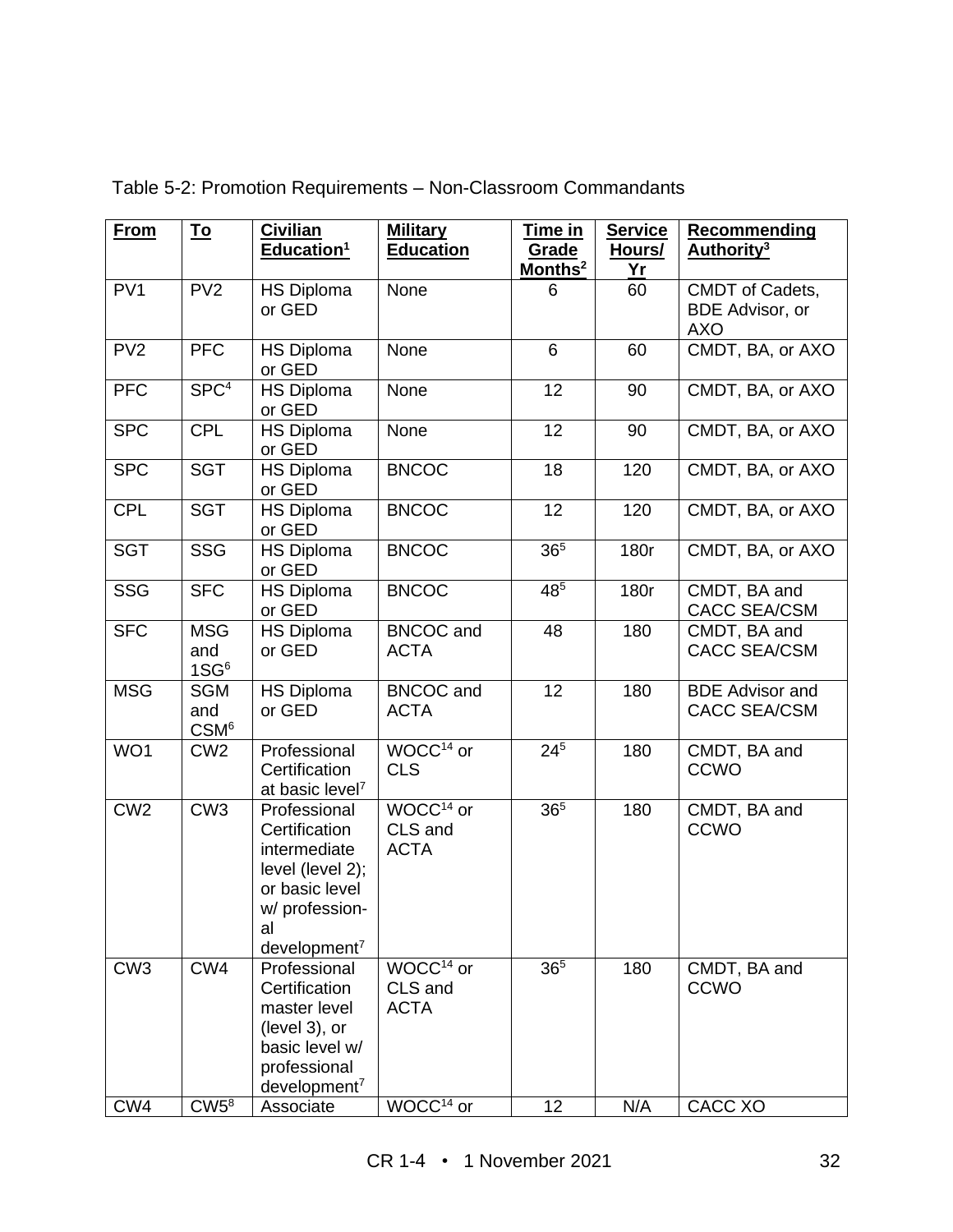Table 5-2: Promotion Requirements – Non-Classroom Commandants

| From | To | Civilian Education[1] | Military Education | Time in Grade Months[2] | Service Hours/ Yr | Recommending Authority[3] |
|---|---|---|---|---|---|---|
| PV1 | PV2 | HS Diploma or GED | None | 6 | 60 | CMDT of Cadets, BDE Advisor, or AXO |
| PV2 | PFC | HS Diploma or GED | None | 6 | 60 | CMDT, BA, or AXO |
| PFC | SPC[4] | HS Diploma or GED | None | 12 | 90 | CMDT, BA, or AXO |
| SPC | CPL | HS Diploma or GED | None | 12 | 90 | CMDT, BA, or AXO |
| SPC | SGT | HS Diploma or GED | BNCOC | 18 | 120 | CMDT, BA, or AXO |
| CPL | SGT | HS Diploma or GED | BNCOC | 12 | 120 | CMDT, BA, or AXO |
| SGT | SSG | HS Diploma or GED | BNCOC | 36[5] | 180r | CMDT, BA, or AXO |
| SSG | SFC | HS Diploma or GED | BNCOC | 48[5] | 180r | CMDT, BA and CACC SEA/CSM |
| SFC | MSG and 1SG[6] | HS Diploma or GED | BNCOC and ACTA | 48 | 180 | CMDT, BA and CACC SEA/CSM |
| MSG | SGM and CSM[6] | HS Diploma or GED | BNCOC and ACTA | 12 | 180 | BDE Advisor and CACC SEA/CSM |
| WO1 | CW2 | Professional Certification at basic level[7] | WOCC[14] or CLS | 24[5] | 180 | CMDT, BA and CCWO |
| CW2 | CW3 | Professional Certification intermediate level (level 2); or basic level w/ professional development[7] | WOCC[14] or CLS and ACTA | 36[5] | 180 | CMDT, BA and CCWO |
| CW3 | CW4 | Professional Certification master level (level 3), or basic level w/ professional development[7] | WOCC[14] or CLS and ACTA | 36[5] | 180 | CMDT, BA and CCWO |
| CW4 | CW5[8] | Associate | WOCC[14] or | 12 | N/A | CACC XO |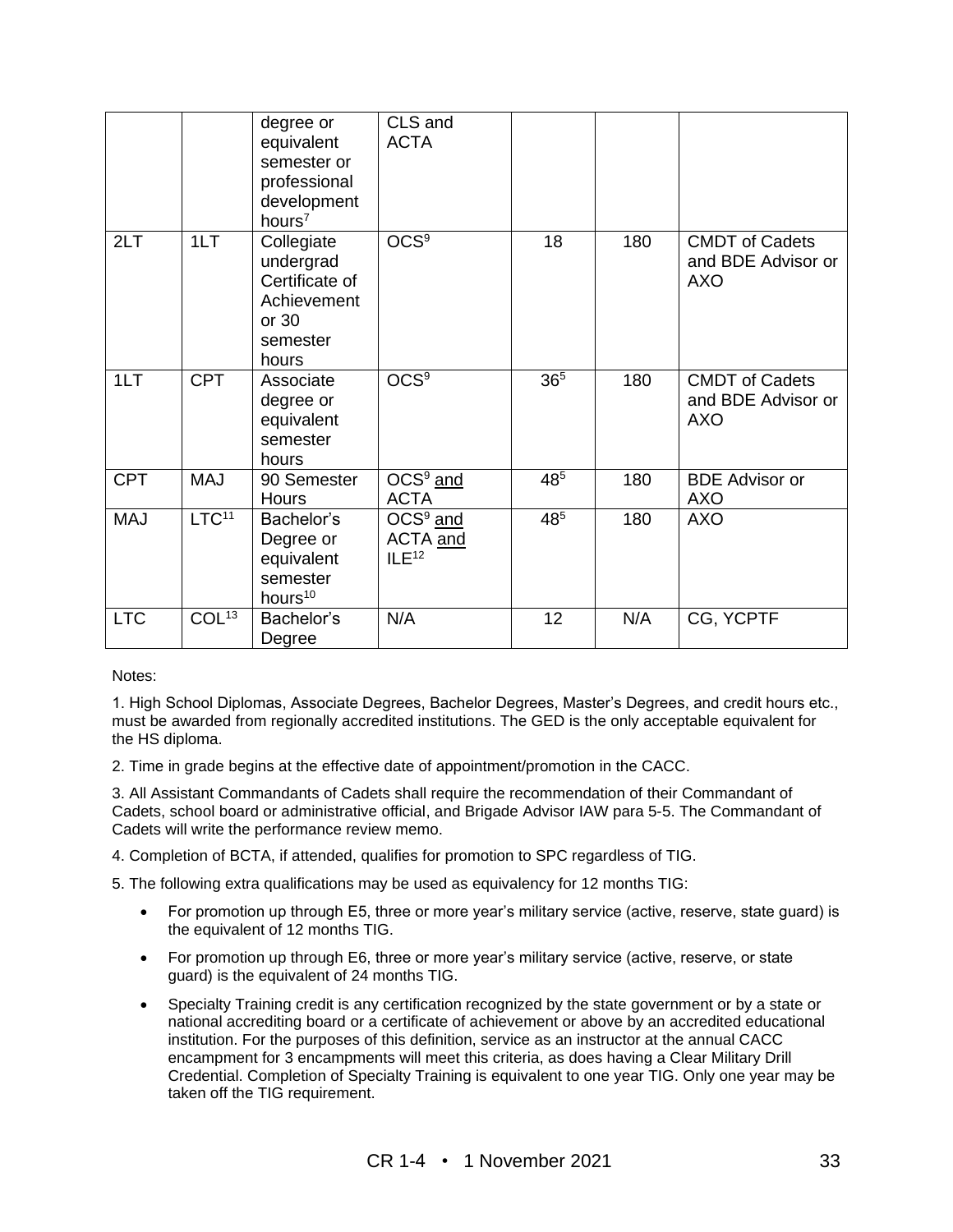| | | degree or equivalent semester or professional development hours[7] | CLS and ACTA | | | |
|---|---|---|---|---|---|---|
| 2LT | 1LT | Collegiate undergrad Certificate of Achievement or 30 semester hours | OCS[9] | 18 | 180 | CMDT of Cadets and BDE Advisor or AXO |
| 1LT | CPT | Associate degree or equivalent semester hours | OCS[9] | 36[5] | 180 | CMDT of Cadets and BDE Advisor or AXO |
| CPT | MAJ | 90 Semester Hours | OCS[9] <u>and</u> ACTA | 48[5] | 180 | BDE Advisor or AXO |
| MAJ | LTC[11] | Bachelor's Degree or equivalent semester hours[10] | OCS[9] <u>and</u> ACTA <u>and</u> ILE[12] | 48[5] | 180 | AXO |
| LTC | COL[13] | Bachelor's Degree | N/A | 12 | N/A | CG, YCPTF |

Notes:

1. High School Diplomas, Associate Degrees, Bachelor Degrees, Master's Degrees, and credit hours etc., must be awarded from regionally accredited institutions. The GED is the only acceptable equivalent for the HS diploma.

2. Time in grade begins at the effective date of appointment/promotion in the CACC.

3. All Assistant Commandants of Cadets shall require the recommendation of their Commandant of Cadets, school board or administrative official, and Brigade Advisor IAW para 5-5. The Commandant of Cadets will write the performance review memo.

4. Completion of BCTA, if attended, qualifies for promotion to SPC regardless of TIG.

5. The following extra qualifications may be used as equivalency for 12 months TIG:

- For promotion up through E5, three or more year's military service (active, reserve, state guard) is the equivalent of 12 months TIG.
- For promotion up through E6, three or more year's military service (active, reserve, or state guard) is the equivalent of 24 months TIG.
- Specialty Training credit is any certification recognized by the state government or by a state or national accrediting board or a certificate of achievement or above by an accredited educational institution. For the purposes of this definition, service as an instructor at the annual CACC encampment for 3 encampments will meet this criteria, as does having a Clear Military Drill Credential. Completion of Specialty Training is equivalent to one year TIG. Only one year may be taken off the TIG requirement.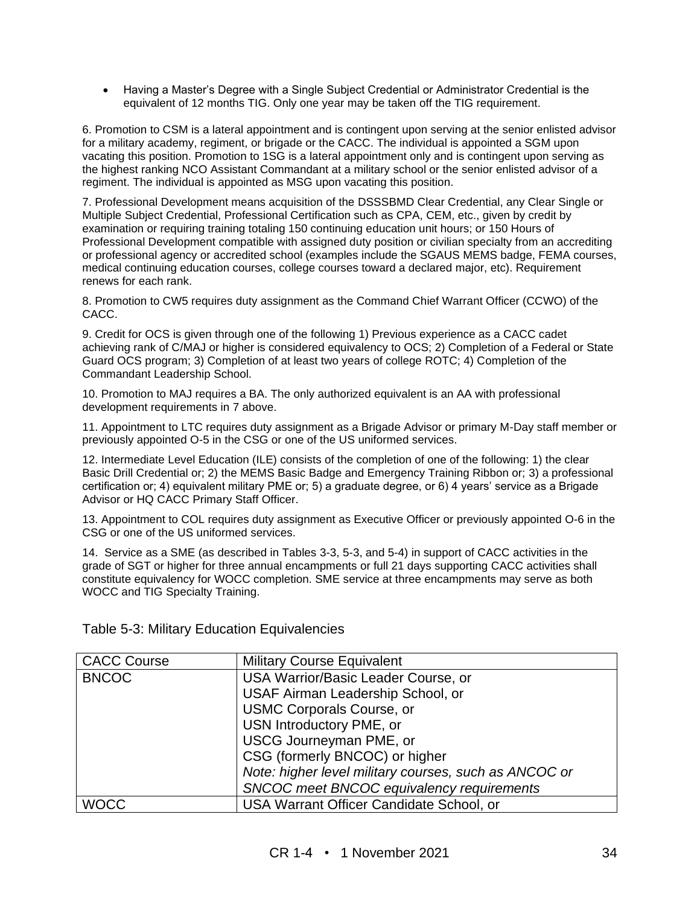- Having a Master's Degree with a Single Subject Credential or Administrator Credential is the equivalent of 12 months TIG. Only one year may be taken off the TIG requirement.

6. Promotion to CSM is a lateral appointment and is contingent upon serving at the senior enlisted advisor for a military academy, regiment, or brigade or the CACC. The individual is appointed a SGM upon vacating this position. Promotion to 1SG is a lateral appointment only and is contingent upon serving as the highest ranking NCO Assistant Commandant at a military school or the senior enlisted advisor of a regiment. The individual is appointed as MSG upon vacating this position.

7. Professional Development means acquisition of the DSSSBMD Clear Credential, any Clear Single or Multiple Subject Credential, Professional Certification such as CPA, CEM, etc., given by credit by examination or requiring training totaling 150 continuing education unit hours; or 150 Hours of Professional Development compatible with assigned duty position or civilian specialty from an accrediting or professional agency or accredited school (examples include the SGAUS MEMS badge, FEMA courses, medical continuing education courses, college courses toward a declared major, etc). Requirement renews for each rank.

8. Promotion to CW5 requires duty assignment as the Command Chief Warrant Officer (CCWO) of the CACC.

9. Credit for OCS is given through one of the following 1) Previous experience as a CACC cadet achieving rank of C/MAJ or higher is considered equivalency to OCS; 2) Completion of a Federal or State Guard OCS program; 3) Completion of at least two years of college ROTC; 4) Completion of the Commandant Leadership School.

10. Promotion to MAJ requires a BA. The only authorized equivalent is an AA with professional development requirements in 7 above.

11. Appointment to LTC requires duty assignment as a Brigade Advisor or primary M-Day staff member or previously appointed O-5 in the CSG or one of the US uniformed services.

12. Intermediate Level Education (ILE) consists of the completion of one of the following: 1) the clear Basic Drill Credential or; 2) the MEMS Basic Badge and Emergency Training Ribbon or; 3) a professional certification or; 4) equivalent military PME or; 5) a graduate degree, or 6) 4 years' service as a Brigade Advisor or HQ CACC Primary Staff Officer.

13. Appointment to COL requires duty assignment as Executive Officer or previously appointed O-6 in the CSG or one of the US uniformed services.

14. Service as a SME (as described in Tables 3-3, 5-3, and 5-4) in support of CACC activities in the grade of SGT or higher for three annual encampments or full 21 days supporting CACC activities shall constitute equivalency for WOCC completion. SME service at three encampments may serve as both WOCC and TIG Specialty Training.

Table 5-3: Military Education Equivalencies

| CACC Course | Military Course Equivalent |
|---|---|
| BNCOC | USA Warrior/Basic Leader Course, or<br>USAF Airman Leadership School, or<br>USMC Corporals Course, or<br>USN Introductory PME, or<br>USCG Journeyman PME, or<br>CSG (formerly BNCOC) or higher<br>*Note: higher level military courses, such as ANCOC or SNCOC meet BNCOC equivalency requirements* |
| WOCC | USA Warrant Officer Candidate School, or |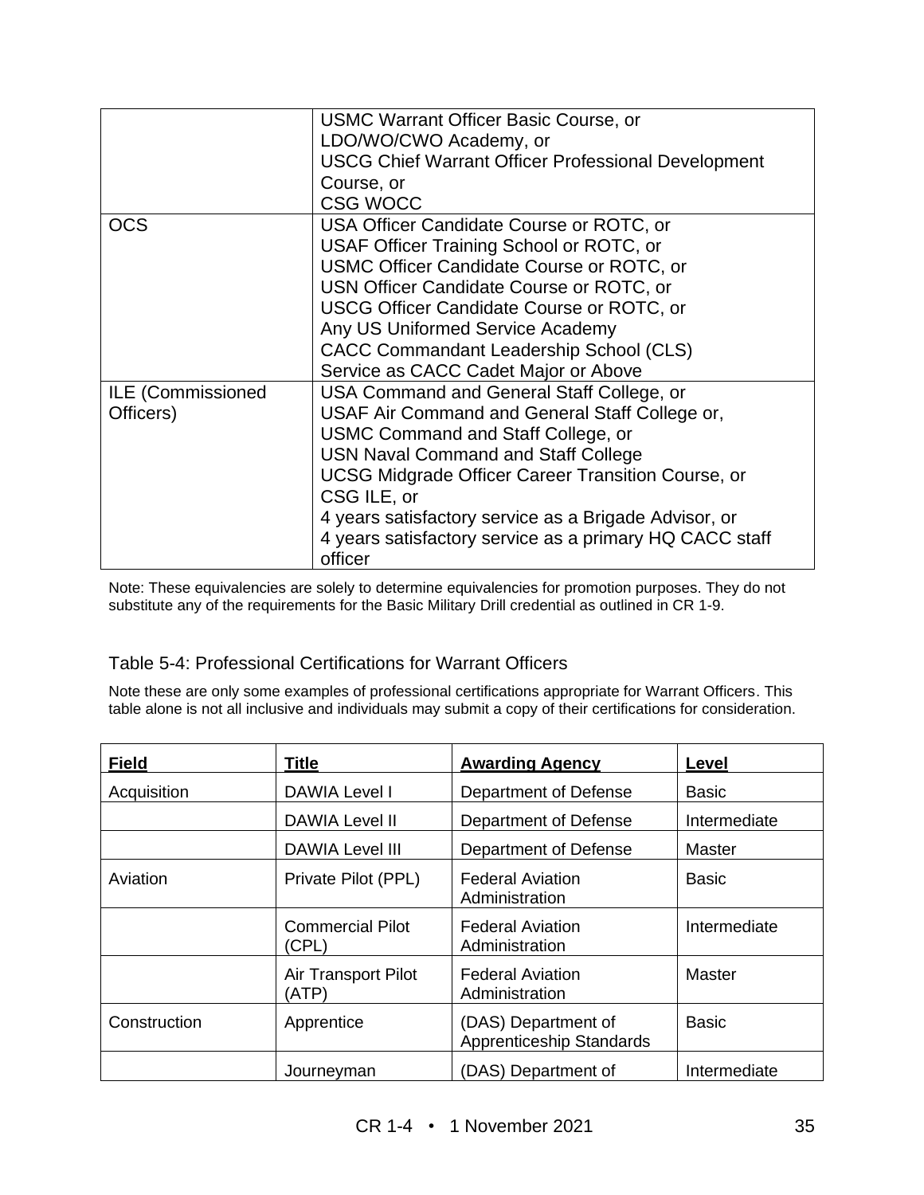| | |
|---|---|
| | USMC Warrant Officer Basic Course, or<br>LDO/WO/CWO Academy, or<br>USCG Chief Warrant Officer Professional Development Course, or<br>CSG WOCC |
| OCS | USA Officer Candidate Course or ROTC, or<br>USAF Officer Training School or ROTC, or<br>USMC Officer Candidate Course or ROTC, or<br>USN Officer Candidate Course or ROTC, or<br>USCG Officer Candidate Course or ROTC, or<br>Any US Uniformed Service Academy<br>CACC Commandant Leadership School (CLS)<br>Service as CACC Cadet Major or Above |
| ILE (Commissioned Officers) | USA Command and General Staff College, or<br>USAF Air Command and General Staff College or,<br>USMC Command and Staff College, or<br>USN Naval Command and Staff College<br>UCSG Midgrade Officer Career Transition Course, or<br>CSG ILE, or<br>4 years satisfactory service as a Brigade Advisor, or<br>4 years satisfactory service as a primary HQ CACC staff officer |

Note: These equivalencies are solely to determine equivalencies for promotion purposes. They do not substitute any of the requirements for the Basic Military Drill credential as outlined in CR 1-9.

### Table 5-4: Professional Certifications for Warrant Officers

Note these are only some examples of professional certifications appropriate for Warrant Officers. This table alone is not all inclusive and individuals may submit a copy of their certifications for consideration.

| Field | Title | Awarding Agency | Level |
|---|---|---|---|
| Acquisition | DAWIA Level I | Department of Defense | Basic |
| | DAWIA Level II | Department of Defense | Intermediate |
| | DAWIA Level III | Department of Defense | Master |
| Aviation | Private Pilot (PPL) | Federal Aviation Administration | Basic |
| | Commercial Pilot (CPL) | Federal Aviation Administration | Intermediate |
| | Air Transport Pilot (ATP) | Federal Aviation Administration | Master |
| Construction | Apprentice | (DAS) Department of Apprenticeship Standards | Basic |
| | Journeyman | (DAS) Department of | Intermediate |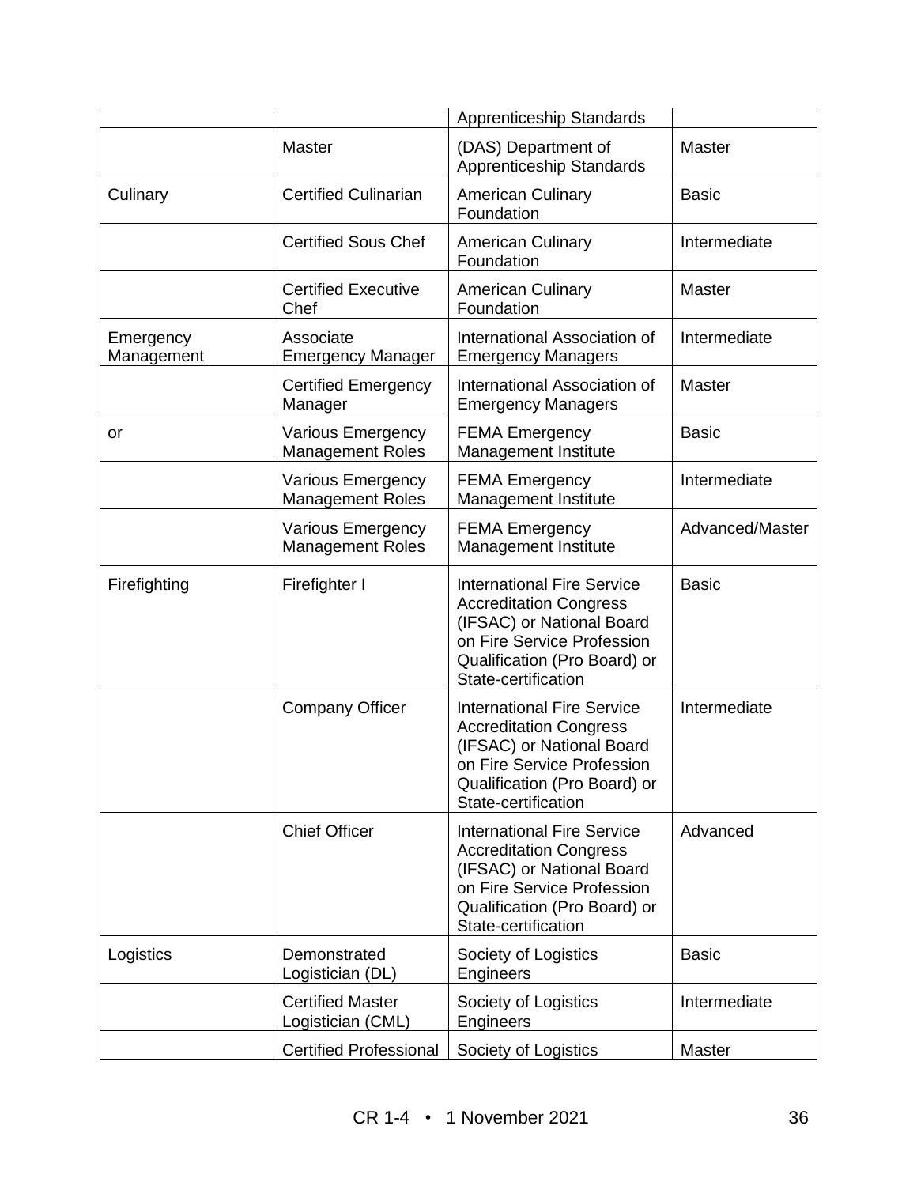| | | Apprenticeship Standards | |
|---|---|---|---|
| | Master | (DAS) Department of Apprenticeship Standards | Master |
| Culinary | Certified Culinarian | American Culinary Foundation | Basic |
| | Certified Sous Chef | American Culinary Foundation | Intermediate |
| | Certified Executive Chef | American Culinary Foundation | Master |
| Emergency Management | Associate Emergency Manager | International Association of Emergency Managers | Intermediate |
| | Certified Emergency Manager | International Association of Emergency Managers | Master |
| or | Various Emergency Management Roles | FEMA Emergency Management Institute | Basic |
| | Various Emergency Management Roles | FEMA Emergency Management Institute | Intermediate |
| | Various Emergency Management Roles | FEMA Emergency Management Institute | Advanced/Master |
| Firefighting | Firefighter I | International Fire Service Accreditation Congress (IFSAC) or National Board on Fire Service Profession Qualification (Pro Board) or State-certification | Basic |
| | Company Officer | International Fire Service Accreditation Congress (IFSAC) or National Board on Fire Service Profession Qualification (Pro Board) or State-certification | Intermediate |
| | Chief Officer | International Fire Service Accreditation Congress (IFSAC) or National Board on Fire Service Profession Qualification (Pro Board) or State-certification | Advanced |
| Logistics | Demonstrated Logistician (DL) | Society of Logistics Engineers | Basic |
| | Certified Master Logistician (CML) | Society of Logistics Engineers | Intermediate |
| | Certified Professional | Society of Logistics | Master |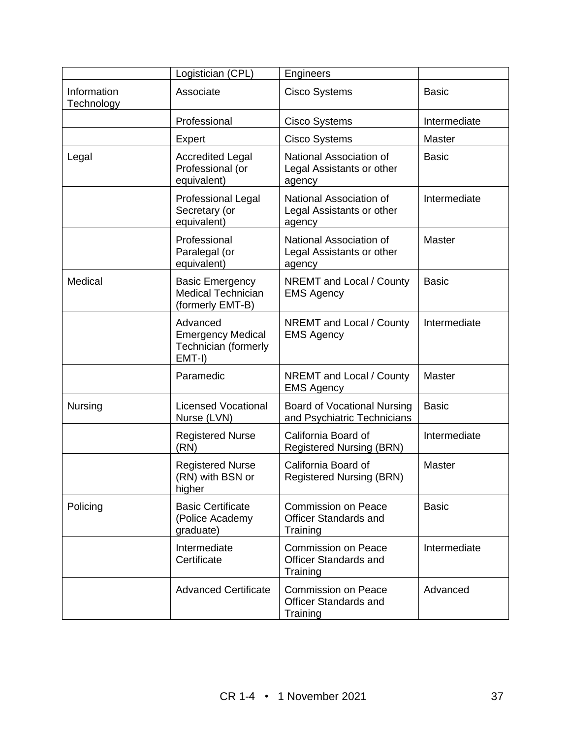| | | | |
|---|---|---|---|
| | Logistician (CPL) | Engineers | |
| Information Technology | Associate | Cisco Systems | Basic |
| | Professional | Cisco Systems | Intermediate |
| | Expert | Cisco Systems | Master |
| Legal | Accredited Legal Professional (or equivalent) | National Association of Legal Assistants or other agency | Basic |
| | Professional Legal Secretary (or equivalent) | National Association of Legal Assistants or other agency | Intermediate |
| | Professional Paralegal (or equivalent) | National Association of Legal Assistants or other agency | Master |
| Medical | Basic Emergency Medical Technician (formerly EMT-B) | NREMT and Local / County EMS Agency | Basic |
| | Advanced Emergency Medical Technician (formerly EMT-I) | NREMT and Local / County EMS Agency | Intermediate |
| | Paramedic | NREMT and Local / County EMS Agency | Master |
| Nursing | Licensed Vocational Nurse (LVN) | Board of Vocational Nursing and Psychiatric Technicians | Basic |
| | Registered Nurse (RN) | California Board of Registered Nursing (BRN) | Intermediate |
| | Registered Nurse (RN) with BSN or higher | California Board of Registered Nursing (BRN) | Master |
| Policing | Basic Certificate (Police Academy graduate) | Commission on Peace Officer Standards and Training | Basic |
| | Intermediate Certificate | Commission on Peace Officer Standards and Training | Intermediate |
| | Advanced Certificate | Commission on Peace Officer Standards and Training | Advanced |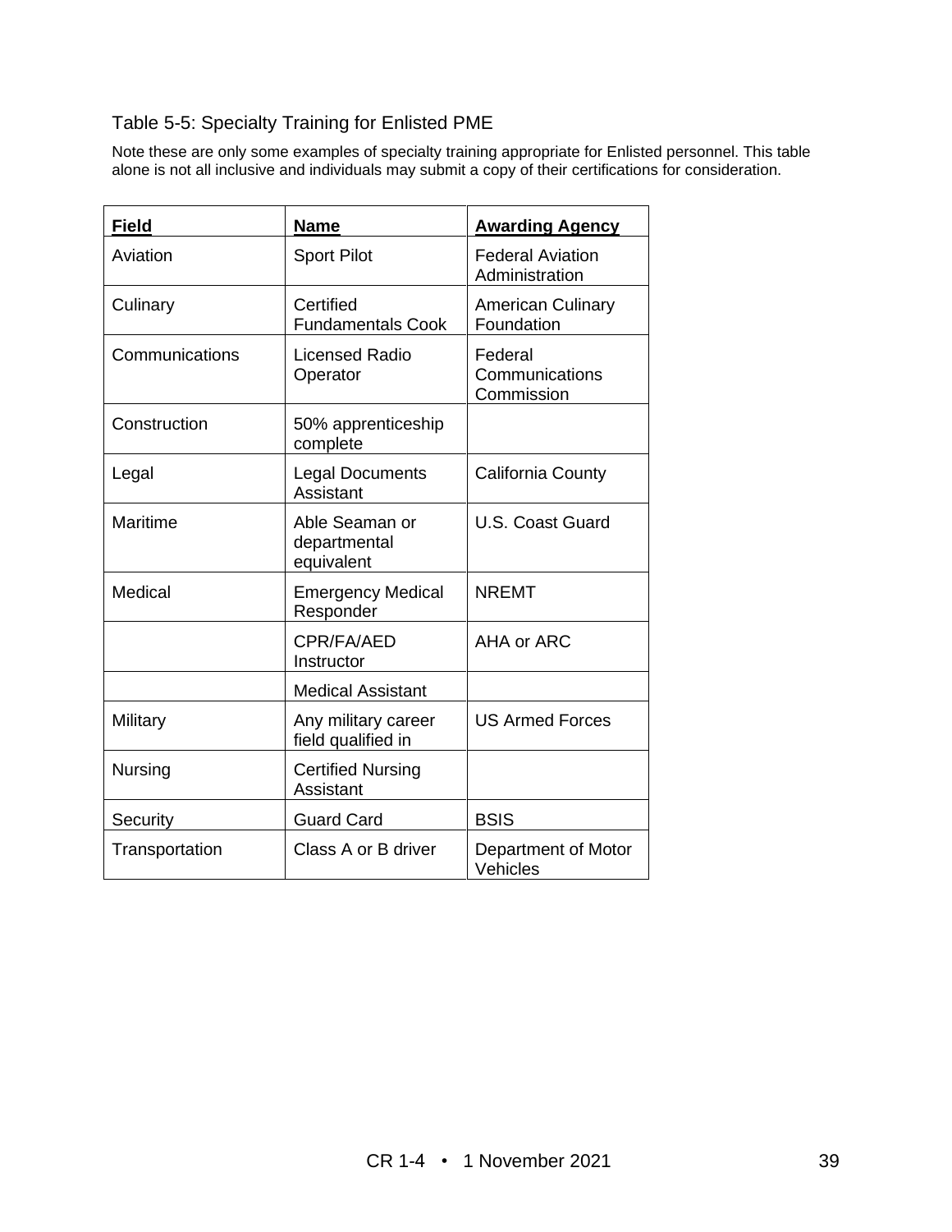Table 5-5: Specialty Training for Enlisted PME

Note these are only some examples of specialty training appropriate for Enlisted personnel. This table alone is not all inclusive and individuals may submit a copy of their certifications for consideration.

| **Field** | **Name** | **Awarding Agency** |
|---|---|---|
| Aviation | Sport Pilot | Federal Aviation Administration |
| Culinary | Certified Fundamentals Cook | American Culinary Foundation |
| Communications | Licensed Radio Operator | Federal Communications Commission |
| Construction | 50% apprenticeship complete | |
| Legal | Legal Documents Assistant | California County |
| Maritime | Able Seaman or departmental equivalent | U.S. Coast Guard |
| Medical | Emergency Medical Responder | NREMT |
| | CPR/FA/AED Instructor | AHA or ARC |
| | Medical Assistant | |
| Military | Any military career field qualified in | US Armed Forces |
| Nursing | Certified Nursing Assistant | |
| Security | Guard Card | BSIS |
| Transportation | Class A or B driver | Department of Motor Vehicles |